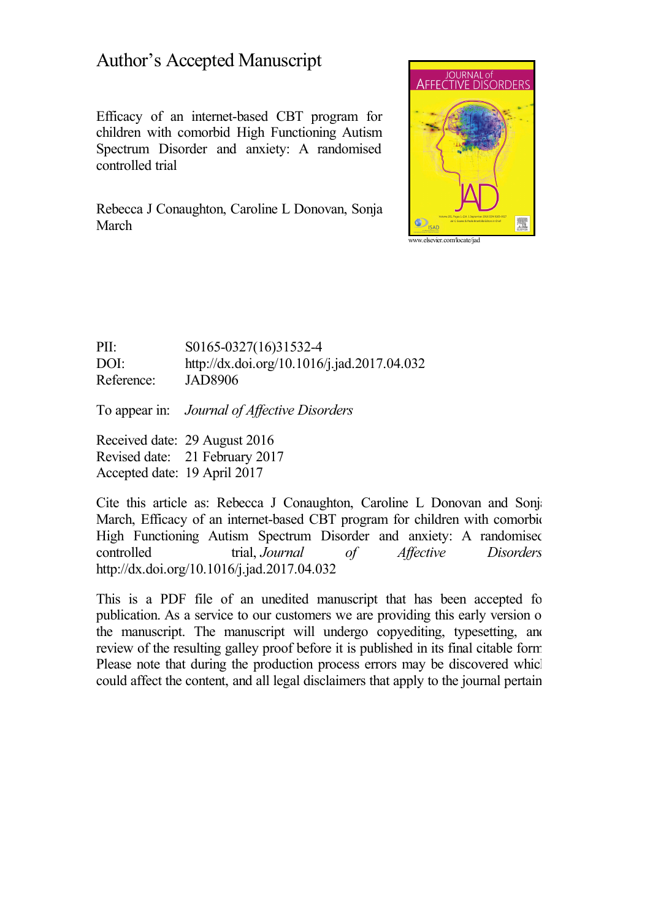# Author's Accepted Manuscript

Efficacy of an internet-based CBT program for children with comorbid High Functioning Autism Spectrum Disorder and anxiety: A randomised controlled trial

Rebecca J Conaughton, Caroline L Donovan, Sonja March

www.elsevier.com/locate/jad

PII: S0165-0327(16)31532-4
DOI: http://dx.doi.org/10.1016/j.jad.2017.04.032
Reference: JAD8906

To appear in: *Journal of Affective Disorders*

Received date: 29 August 2016
Revised date: 21 February 2017
Accepted date: 19 April 2017

Cite this article as: Rebecca J Conaughton, Caroline L Donovan and Sonja March, Efficacy of an internet-based CBT program for children with comorbid High Functioning Autism Spectrum Disorder and anxiety: A randomised controlled trial, *Journal of Affective Disorders* http://dx.doi.org/10.1016/j.jad.2017.04.032

This is a PDF file of an unedited manuscript that has been accepted for publication. As a service to our customers we are providing this early version of the manuscript. The manuscript will undergo copyediting, typesetting, and review of the resulting galley proof before it is published in its final citable form. Please note that during the production process errors may be discovered which could affect the content, and all legal disclaimers that apply to the journal pertain.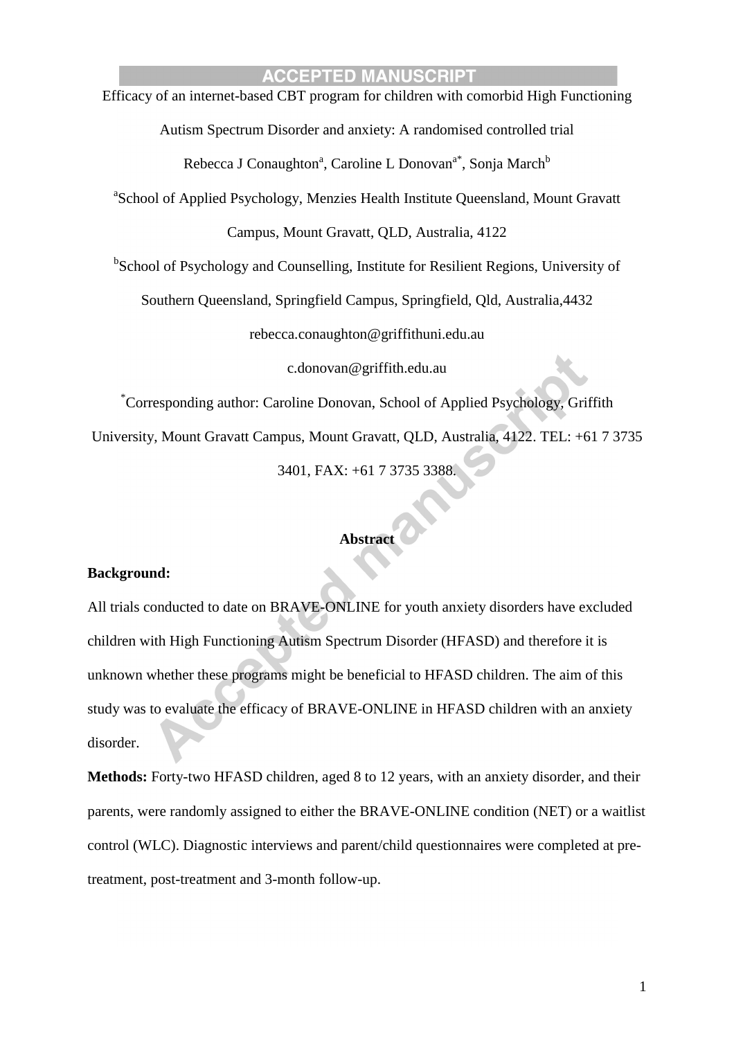Efficacy of an internet-based CBT program for children with comorbid High Functioning Autism Spectrum Disorder and anxiety: A randomised controlled trial

Rebecca J Conaughton[a], Caroline L Donovan[a*], Sonja March[b]

[a]School of Applied Psychology, Menzies Health Institute Queensland, Mount Gravatt Campus, Mount Gravatt, QLD, Australia, 4122

[b]School of Psychology and Counselling, Institute for Resilient Regions, University of Southern Queensland, Springfield Campus, Springfield, Qld, Australia,4432

rebecca.conaughton@griffithuni.edu.au

c.donovan@griffith.edu.au

[*]Corresponding author: Caroline Donovan, School of Applied Psychology, Griffith University, Mount Gravatt Campus, Mount Gravatt, QLD, Australia, 4122. TEL: +61 7 3735 3401, FAX: +61 7 3735 3388.

## Abstract

**Background:**

All trials conducted to date on BRAVE-ONLINE for youth anxiety disorders have excluded children with High Functioning Autism Spectrum Disorder (HFASD) and therefore it is unknown whether these programs might be beneficial to HFASD children. The aim of this study was to evaluate the efficacy of BRAVE-ONLINE in HFASD children with an anxiety disorder.

**Methods:** Forty-two HFASD children, aged 8 to 12 years, with an anxiety disorder, and their parents, were randomly assigned to either the BRAVE-ONLINE condition (NET) or a waitlist control (WLC). Diagnostic interviews and parent/child questionnaires were completed at pre-treatment, post-treatment and 3-month follow-up.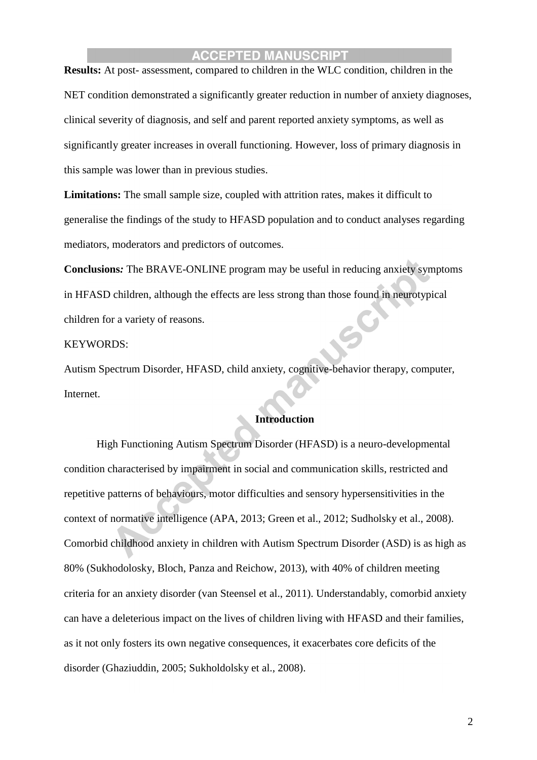**Results:** At post- assessment, compared to children in the WLC condition, children in the NET condition demonstrated a significantly greater reduction in number of anxiety diagnoses, clinical severity of diagnosis, and self and parent reported anxiety symptoms, as well as significantly greater increases in overall functioning. However, loss of primary diagnosis in this sample was lower than in previous studies.

**Limitations:** The small sample size, coupled with attrition rates, makes it difficult to generalise the findings of the study to HFASD population and to conduct analyses regarding mediators, moderators and predictors of outcomes.

**Conclusions***:* The BRAVE-ONLINE program may be useful in reducing anxiety symptoms in HFASD children, although the effects are less strong than those found in neurotypical children for a variety of reasons.

KEYWORDS:

Autism Spectrum Disorder, HFASD, child anxiety, cognitive-behavior therapy, computer, Internet.

## Introduction

High Functioning Autism Spectrum Disorder (HFASD) is a neuro-developmental condition characterised by impairment in social and communication skills, restricted and repetitive patterns of behaviours, motor difficulties and sensory hypersensitivities in the context of normative intelligence (APA, 2013; Green et al., 2012; Sudholsky et al., 2008). Comorbid childhood anxiety in children with Autism Spectrum Disorder (ASD) is as high as 80% (Sukhodolosky, Bloch, Panza and Reichow, 2013), with 40% of children meeting criteria for an anxiety disorder (van Steensel et al., 2011). Understandably, comorbid anxiety can have a deleterious impact on the lives of children living with HFASD and their families, as it not only fosters its own negative consequences, it exacerbates core deficits of the disorder (Ghaziuddin, 2005; Sukholdolsky et al., 2008).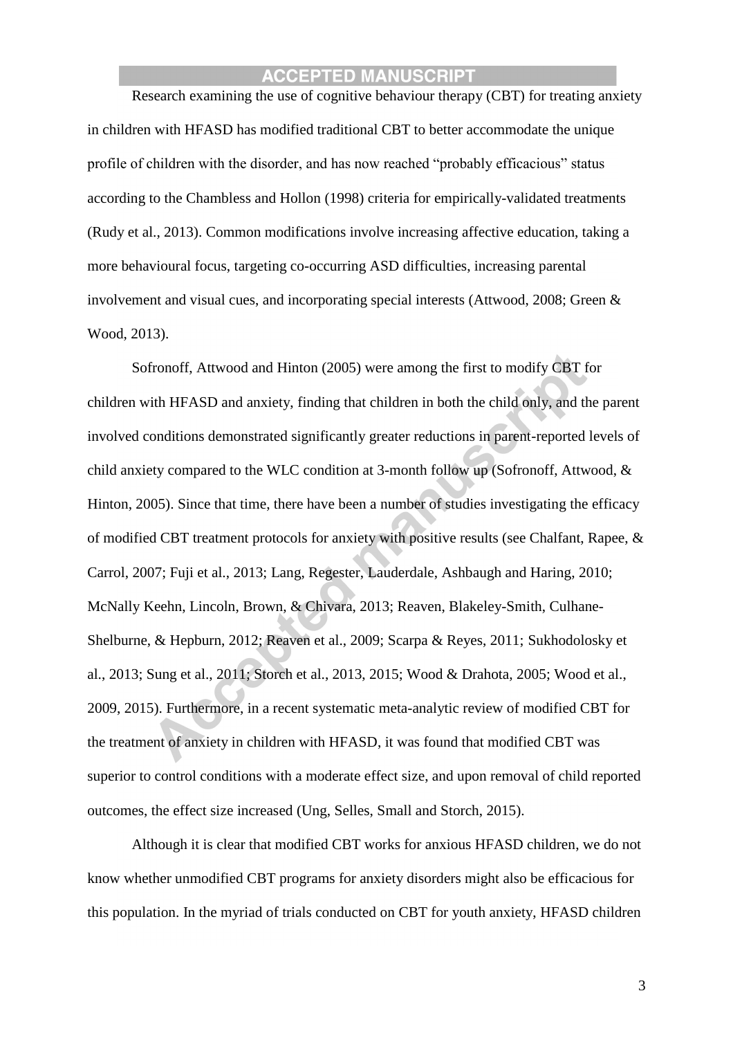Research examining the use of cognitive behaviour therapy (CBT) for treating anxiety in children with HFASD has modified traditional CBT to better accommodate the unique profile of children with the disorder, and has now reached "probably efficacious" status according to the Chambless and Hollon (1998) criteria for empirically-validated treatments (Rudy et al., 2013). Common modifications involve increasing affective education, taking a more behavioural focus, targeting co-occurring ASD difficulties, increasing parental involvement and visual cues, and incorporating special interests (Attwood, 2008; Green & Wood, 2013).

Sofronoff, Attwood and Hinton (2005) were among the first to modify CBT for children with HFASD and anxiety, finding that children in both the child only, and the parent involved conditions demonstrated significantly greater reductions in parent-reported levels of child anxiety compared to the WLC condition at 3-month follow up (Sofronoff, Attwood, & Hinton, 2005). Since that time, there have been a number of studies investigating the efficacy of modified CBT treatment protocols for anxiety with positive results (see Chalfant, Rapee, & Carrol, 2007; Fuji et al., 2013; Lang, Regester, Lauderdale, Ashbaugh and Haring, 2010; McNally Keehn, Lincoln, Brown, & Chivara, 2013; Reaven, Blakeley-Smith, Culhane-Shelburne, & Hepburn, 2012; Reaven et al., 2009; Scarpa & Reyes, 2011; Sukhodolosky et al., 2013; Sung et al., 2011; Storch et al., 2013, 2015; Wood & Drahota, 2005; Wood et al., 2009, 2015). Furthermore, in a recent systematic meta-analytic review of modified CBT for the treatment of anxiety in children with HFASD, it was found that modified CBT was superior to control conditions with a moderate effect size, and upon removal of child reported outcomes, the effect size increased (Ung, Selles, Small and Storch, 2015).

Although it is clear that modified CBT works for anxious HFASD children, we do not know whether unmodified CBT programs for anxiety disorders might also be efficacious for this population. In the myriad of trials conducted on CBT for youth anxiety, HFASD children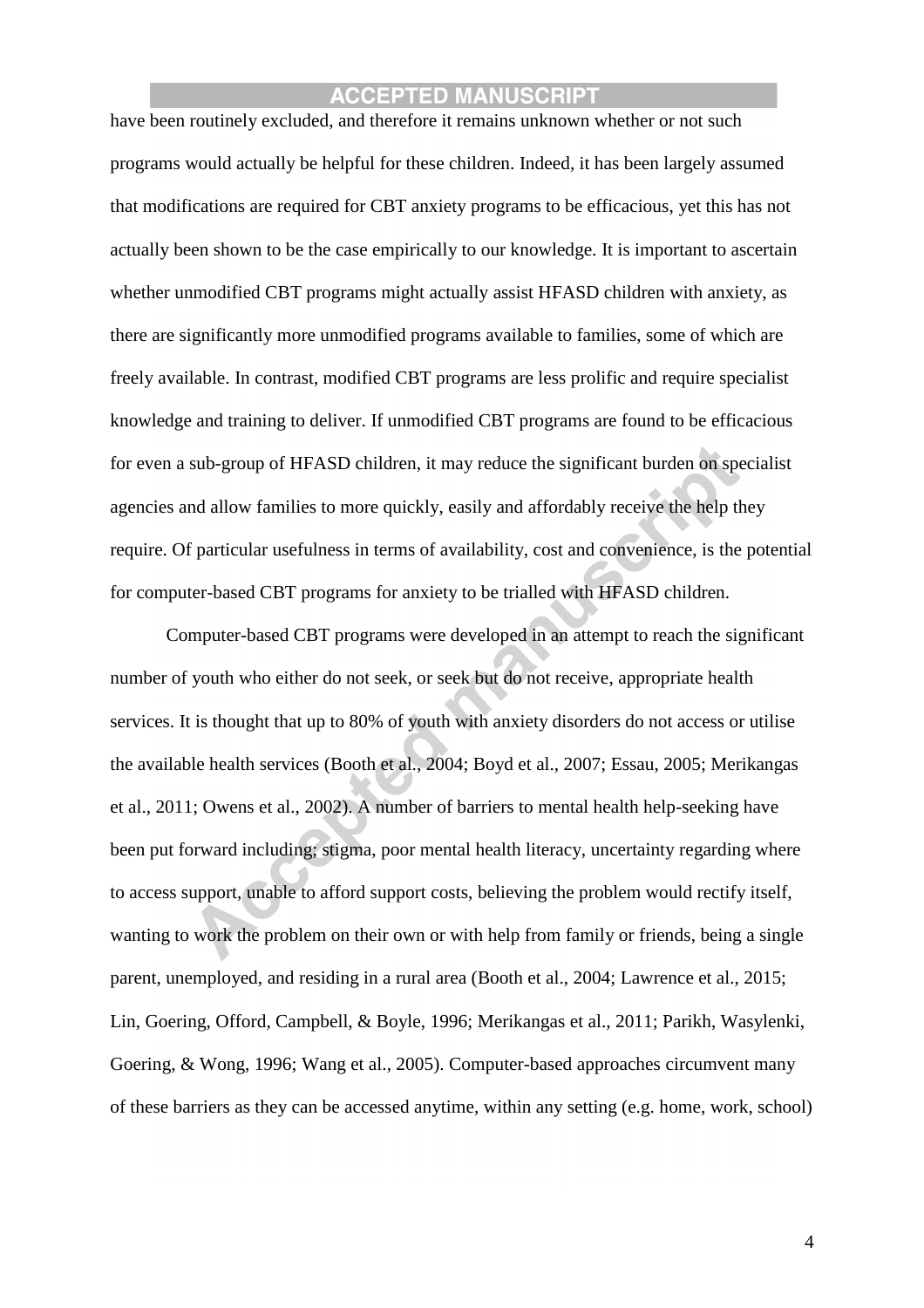have been routinely excluded, and therefore it remains unknown whether or not such programs would actually be helpful for these children. Indeed, it has been largely assumed that modifications are required for CBT anxiety programs to be efficacious, yet this has not actually been shown to be the case empirically to our knowledge. It is important to ascertain whether unmodified CBT programs might actually assist HFASD children with anxiety, as there are significantly more unmodified programs available to families, some of which are freely available. In contrast, modified CBT programs are less prolific and require specialist knowledge and training to deliver. If unmodified CBT programs are found to be efficacious for even a sub-group of HFASD children, it may reduce the significant burden on specialist agencies and allow families to more quickly, easily and affordably receive the help they require. Of particular usefulness in terms of availability, cost and convenience, is the potential for computer-based CBT programs for anxiety to be trialled with HFASD children.

Computer-based CBT programs were developed in an attempt to reach the significant number of youth who either do not seek, or seek but do not receive, appropriate health services. It is thought that up to 80% of youth with anxiety disorders do not access or utilise the available health services (Booth et al., 2004; Boyd et al., 2007; Essau, 2005; Merikangas et al., 2011; Owens et al., 2002). A number of barriers to mental health help-seeking have been put forward including; stigma, poor mental health literacy, uncertainty regarding where to access support, unable to afford support costs, believing the problem would rectify itself, wanting to work the problem on their own or with help from family or friends, being a single parent, unemployed, and residing in a rural area (Booth et al., 2004; Lawrence et al., 2015; Lin, Goering, Offord, Campbell, & Boyle, 1996; Merikangas et al., 2011; Parikh, Wasylenki, Goering, & Wong, 1996; Wang et al., 2005). Computer-based approaches circumvent many of these barriers as they can be accessed anytime, within any setting (e.g. home, work, school)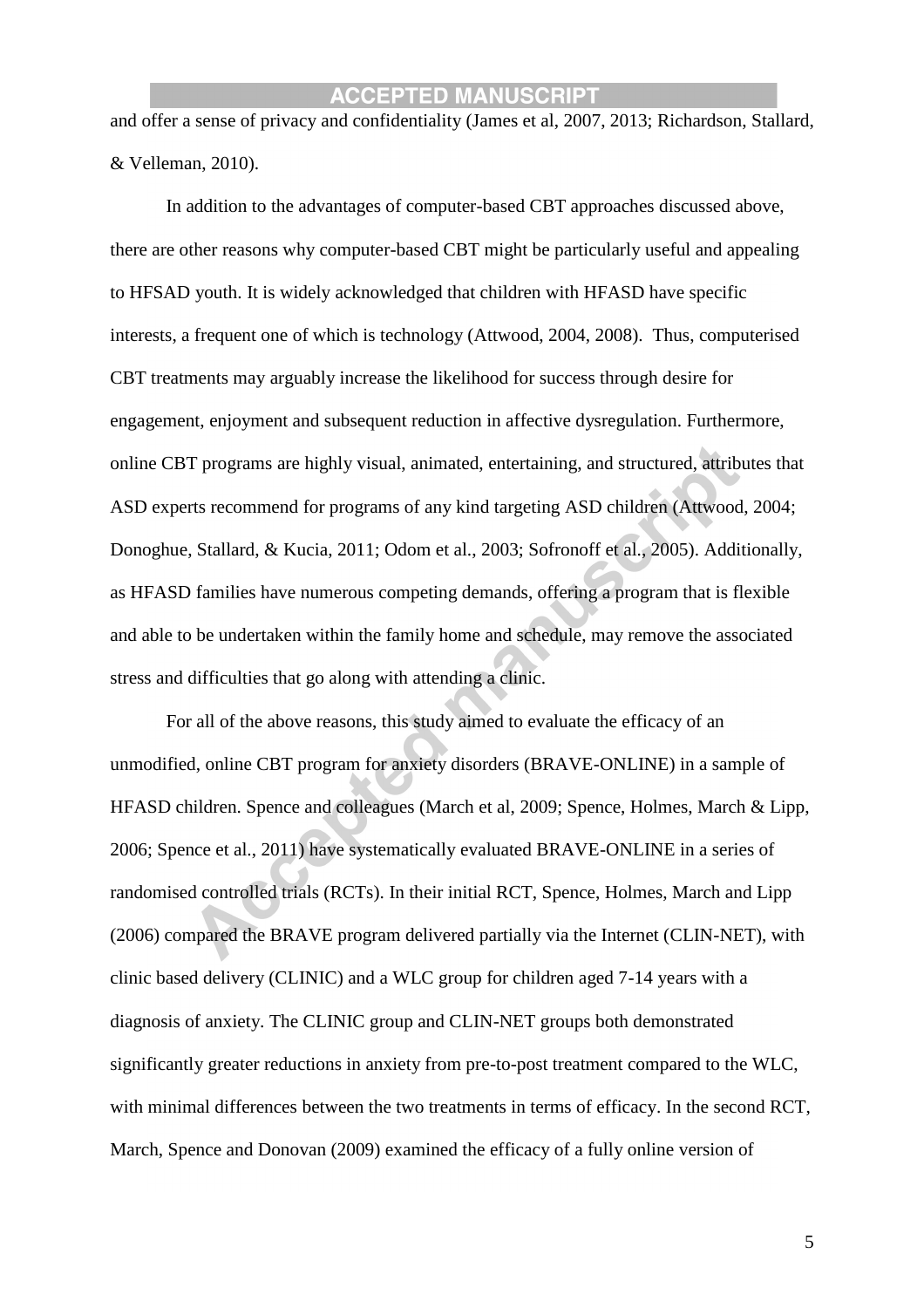and offer a sense of privacy and confidentiality (James et al, 2007, 2013; Richardson, Stallard, & Velleman, 2010).

In addition to the advantages of computer-based CBT approaches discussed above, there are other reasons why computer-based CBT might be particularly useful and appealing to HFSAD youth. It is widely acknowledged that children with HFASD have specific interests, a frequent one of which is technology (Attwood, 2004, 2008). Thus, computerised CBT treatments may arguably increase the likelihood for success through desire for engagement, enjoyment and subsequent reduction in affective dysregulation. Furthermore, online CBT programs are highly visual, animated, entertaining, and structured, attributes that ASD experts recommend for programs of any kind targeting ASD children (Attwood, 2004; Donoghue, Stallard, & Kucia, 2011; Odom et al., 2003; Sofronoff et al., 2005). Additionally, as HFASD families have numerous competing demands, offering a program that is flexible and able to be undertaken within the family home and schedule, may remove the associated stress and difficulties that go along with attending a clinic.

For all of the above reasons, this study aimed to evaluate the efficacy of an unmodified, online CBT program for anxiety disorders (BRAVE-ONLINE) in a sample of HFASD children. Spence and colleagues (March et al, 2009; Spence, Holmes, March & Lipp, 2006; Spence et al., 2011) have systematically evaluated BRAVE-ONLINE in a series of randomised controlled trials (RCTs). In their initial RCT, Spence, Holmes, March and Lipp (2006) compared the BRAVE program delivered partially via the Internet (CLIN-NET), with clinic based delivery (CLINIC) and a WLC group for children aged 7-14 years with a diagnosis of anxiety. The CLINIC group and CLIN-NET groups both demonstrated significantly greater reductions in anxiety from pre-to-post treatment compared to the WLC, with minimal differences between the two treatments in terms of efficacy. In the second RCT, March, Spence and Donovan (2009) examined the efficacy of a fully online version of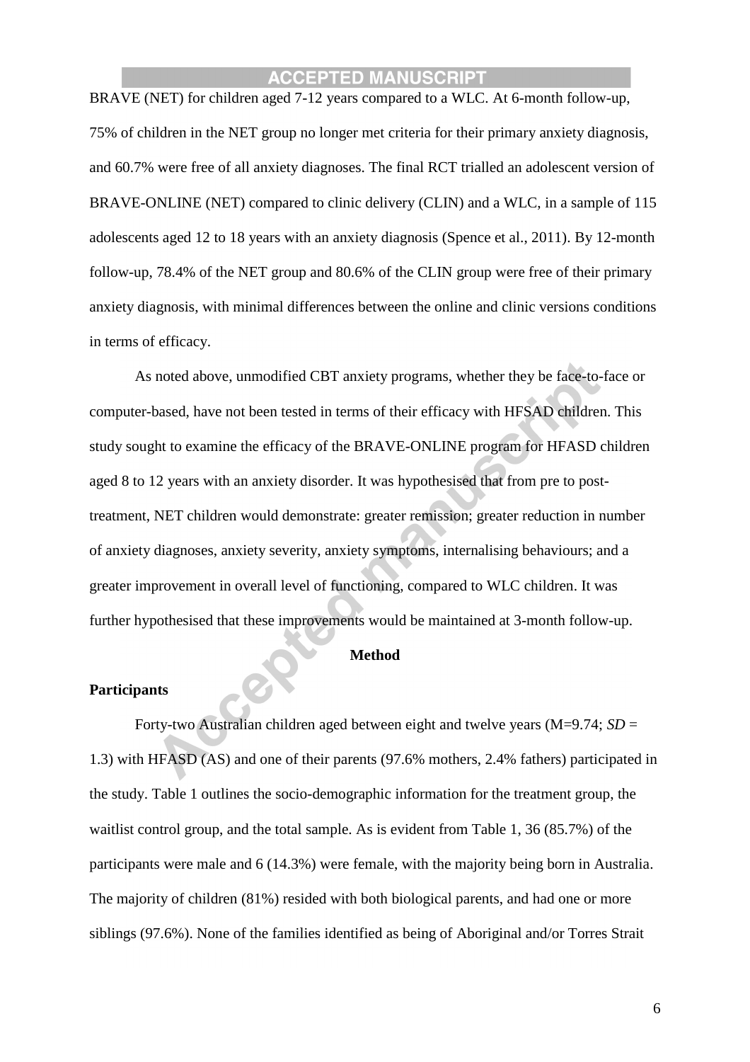BRAVE (NET) for children aged 7-12 years compared to a WLC. At 6-month follow-up, 75% of children in the NET group no longer met criteria for their primary anxiety diagnosis, and 60.7% were free of all anxiety diagnoses. The final RCT trialled an adolescent version of BRAVE-ONLINE (NET) compared to clinic delivery (CLIN) and a WLC, in a sample of 115 adolescents aged 12 to 18 years with an anxiety diagnosis (Spence et al., 2011). By 12-month follow-up, 78.4% of the NET group and 80.6% of the CLIN group were free of their primary anxiety diagnosis, with minimal differences between the online and clinic versions conditions in terms of efficacy.

As noted above, unmodified CBT anxiety programs, whether they be face-to-face or computer-based, have not been tested in terms of their efficacy with HFSAD children. This study sought to examine the efficacy of the BRAVE-ONLINE program for HFASD children aged 8 to 12 years with an anxiety disorder. It was hypothesised that from pre to post-treatment, NET children would demonstrate: greater remission; greater reduction in number of anxiety diagnoses, anxiety severity, anxiety symptoms, internalising behaviours; and a greater improvement in overall level of functioning, compared to WLC children. It was further hypothesised that these improvements would be maintained at 3-month follow-up.

## Method

### Participants

Forty-two Australian children aged between eight and twelve years (M=9.74; *SD* = 1.3) with HFASD (AS) and one of their parents (97.6% mothers, 2.4% fathers) participated in the study. Table 1 outlines the socio-demographic information for the treatment group, the waitlist control group, and the total sample. As is evident from Table 1, 36 (85.7%) of the participants were male and 6 (14.3%) were female, with the majority being born in Australia. The majority of children (81%) resided with both biological parents, and had one or more siblings (97.6%). None of the families identified as being of Aboriginal and/or Torres Strait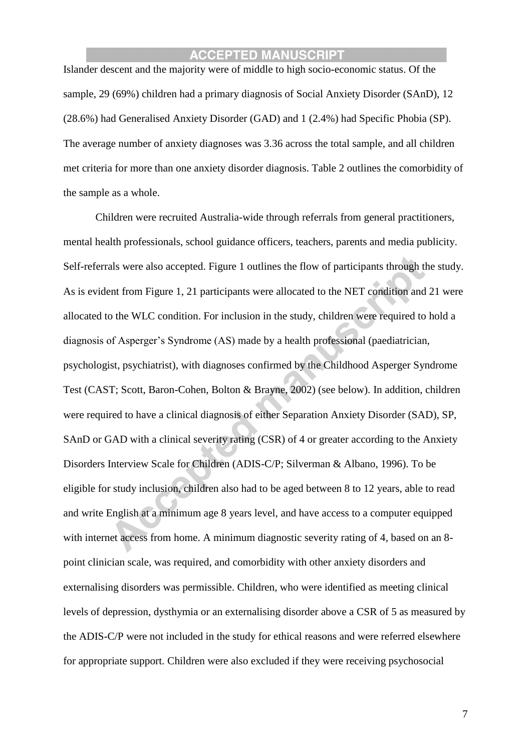Islander descent and the majority were of middle to high socio-economic status. Of the sample, 29 (69%) children had a primary diagnosis of Social Anxiety Disorder (SAnD), 12 (28.6%) had Generalised Anxiety Disorder (GAD) and 1 (2.4%) had Specific Phobia (SP). The average number of anxiety diagnoses was 3.36 across the total sample, and all children met criteria for more than one anxiety disorder diagnosis. Table 2 outlines the comorbidity of the sample as a whole.

Children were recruited Australia-wide through referrals from general practitioners, mental health professionals, school guidance officers, teachers, parents and media publicity. Self-referrals were also accepted. Figure 1 outlines the flow of participants through the study. As is evident from Figure 1, 21 participants were allocated to the NET condition and 21 were allocated to the WLC condition. For inclusion in the study, children were required to hold a diagnosis of Asperger's Syndrome (AS) made by a health professional (paediatrician, psychologist, psychiatrist), with diagnoses confirmed by the Childhood Asperger Syndrome Test (CAST; Scott, Baron-Cohen, Bolton & Brayne, 2002) (see below). In addition, children were required to have a clinical diagnosis of either Separation Anxiety Disorder (SAD), SP, SAnD or GAD with a clinical severity rating (CSR) of 4 or greater according to the Anxiety Disorders Interview Scale for Children (ADIS-C/P; Silverman & Albano, 1996). To be eligible for study inclusion, children also had to be aged between 8 to 12 years, able to read and write English at a minimum age 8 years level, and have access to a computer equipped with internet access from home. A minimum diagnostic severity rating of 4, based on an 8-point clinician scale, was required, and comorbidity with other anxiety disorders and externalising disorders was permissible. Children, who were identified as meeting clinical levels of depression, dysthymia or an externalising disorder above a CSR of 5 as measured by the ADIS-C/P were not included in the study for ethical reasons and were referred elsewhere for appropriate support. Children were also excluded if they were receiving psychosocial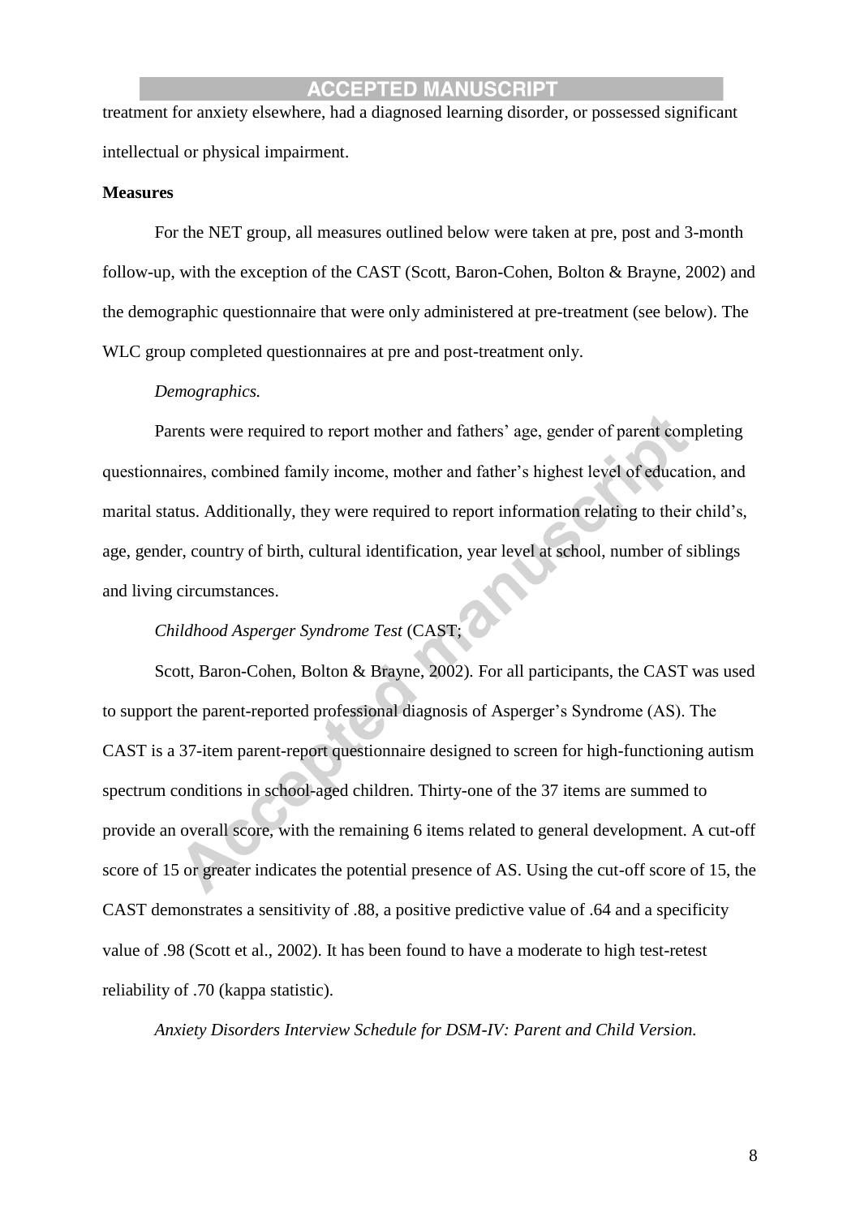treatment for anxiety elsewhere, had a diagnosed learning disorder, or possessed significant intellectual or physical impairment.

**Measures**

For the NET group, all measures outlined below were taken at pre, post and 3-month follow-up, with the exception of the CAST (Scott, Baron-Cohen, Bolton & Brayne, 2002) and the demographic questionnaire that were only administered at pre-treatment (see below). The WLC group completed questionnaires at pre and post-treatment only.

*Demographics.*

Parents were required to report mother and fathers' age, gender of parent completing questionnaires, combined family income, mother and father's highest level of education, and marital status. Additionally, they were required to report information relating to their child's, age, gender, country of birth, cultural identification, year level at school, number of siblings and living circumstances.

*Childhood Asperger Syndrome Test* (CAST;

Scott, Baron-Cohen, Bolton & Brayne, 2002). For all participants, the CAST was used to support the parent-reported professional diagnosis of Asperger's Syndrome (AS). The CAST is a 37-item parent-report questionnaire designed to screen for high-functioning autism spectrum conditions in school-aged children. Thirty-one of the 37 items are summed to provide an overall score, with the remaining 6 items related to general development. A cut-off score of 15 or greater indicates the potential presence of AS. Using the cut-off score of 15, the CAST demonstrates a sensitivity of .88, a positive predictive value of .64 and a specificity value of .98 (Scott et al., 2002). It has been found to have a moderate to high test-retest reliability of .70 (kappa statistic).

*Anxiety Disorders Interview Schedule for DSM-IV: Parent and Child Version.*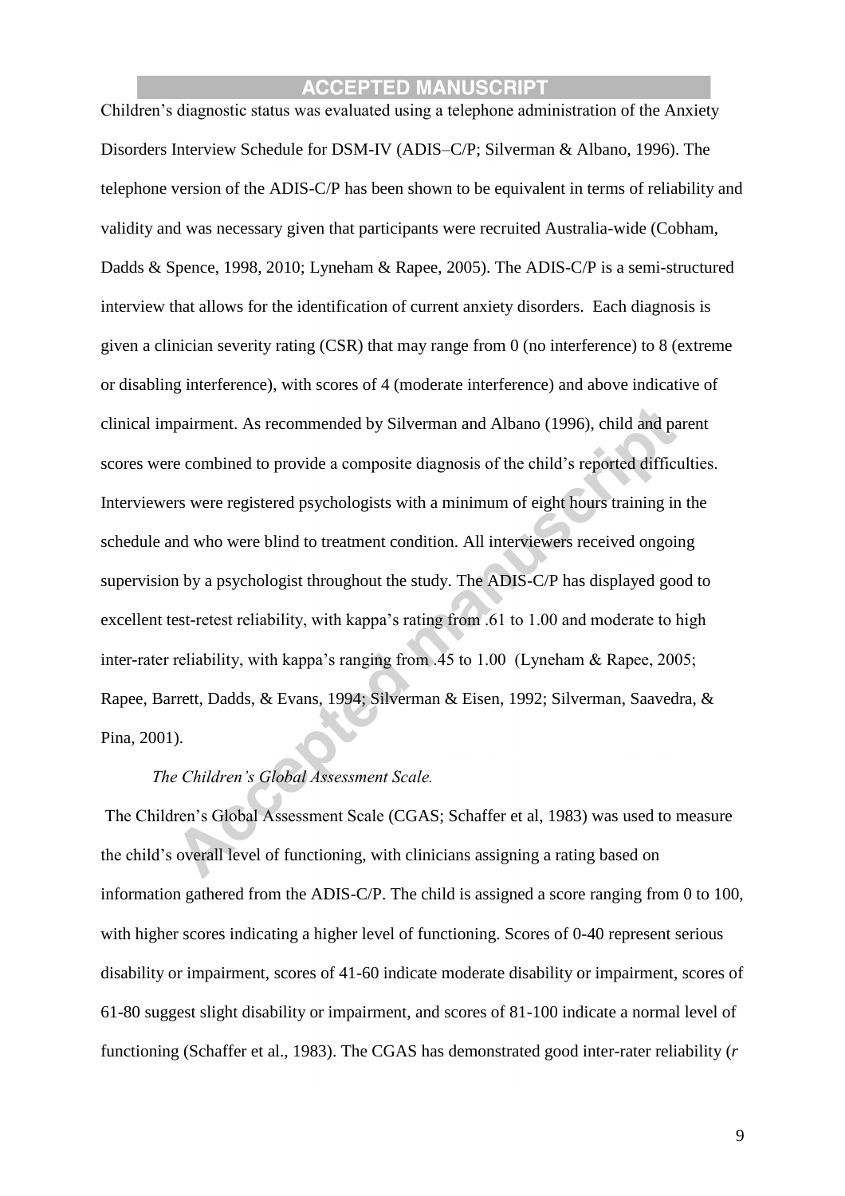Children's diagnostic status was evaluated using a telephone administration of the Anxiety Disorders Interview Schedule for DSM-IV (ADIS–C/P; Silverman & Albano, 1996). The telephone version of the ADIS-C/P has been shown to be equivalent in terms of reliability and validity and was necessary given that participants were recruited Australia-wide (Cobham, Dadds & Spence, 1998, 2010; Lyneham & Rapee, 2005). The ADIS-C/P is a semi-structured interview that allows for the identification of current anxiety disorders. Each diagnosis is given a clinician severity rating (CSR) that may range from 0 (no interference) to 8 (extreme or disabling interference), with scores of 4 (moderate interference) and above indicative of clinical impairment. As recommended by Silverman and Albano (1996), child and parent scores were combined to provide a composite diagnosis of the child's reported difficulties. Interviewers were registered psychologists with a minimum of eight hours training in the schedule and who were blind to treatment condition. All interviewers received ongoing supervision by a psychologist throughout the study. The ADIS-C/P has displayed good to excellent test-retest reliability, with kappa's rating from .61 to 1.00 and moderate to high inter-rater reliability, with kappa's ranging from .45 to 1.00 (Lyneham & Rapee, 2005; Rapee, Barrett, Dadds, & Evans, 1994; Silverman & Eisen, 1992; Silverman, Saavedra, & Pina, 2001).

*The Children's Global Assessment Scale.*

The Children's Global Assessment Scale (CGAS; Schaffer et al, 1983) was used to measure the child's overall level of functioning, with clinicians assigning a rating based on information gathered from the ADIS-C/P. The child is assigned a score ranging from 0 to 100, with higher scores indicating a higher level of functioning. Scores of 0-40 represent serious disability or impairment, scores of 41-60 indicate moderate disability or impairment, scores of 61-80 suggest slight disability or impairment, and scores of 81-100 indicate a normal level of functioning (Schaffer et al., 1983). The CGAS has demonstrated good inter-rater reliability (*r*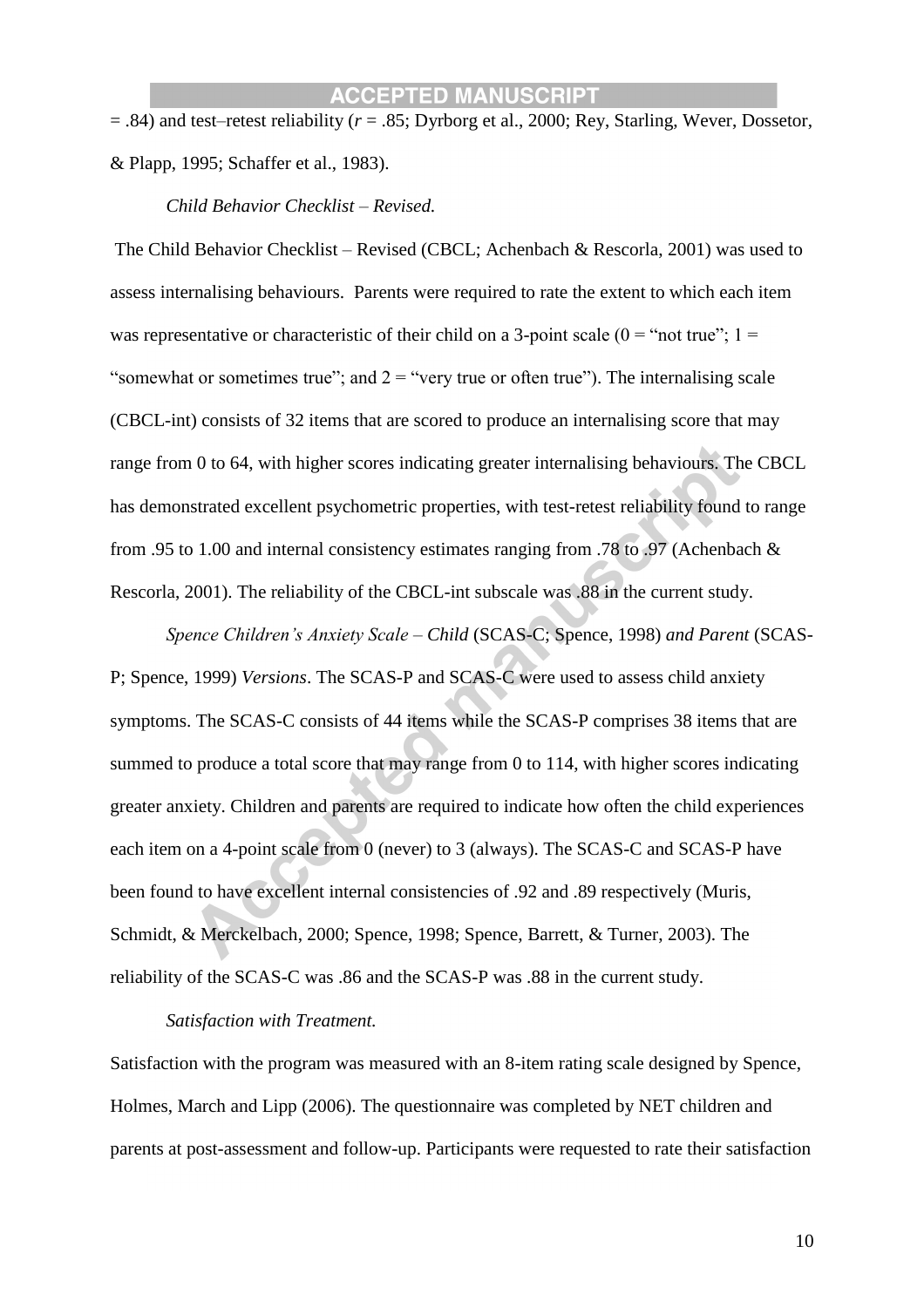= .84) and test–retest reliability (*r* = .85; Dyrborg et al., 2000; Rey, Starling, Wever, Dossetor, & Plapp, 1995; Schaffer et al., 1983).

*Child Behavior Checklist – Revised.*

The Child Behavior Checklist – Revised (CBCL; Achenbach & Rescorla, 2001) was used to assess internalising behaviours. Parents were required to rate the extent to which each item was representative or characteristic of their child on a 3-point scale (0 = "not true"; 1 = "somewhat or sometimes true"; and 2 = "very true or often true"). The internalising scale (CBCL-int) consists of 32 items that are scored to produce an internalising score that may range from 0 to 64, with higher scores indicating greater internalising behaviours. The CBCL has demonstrated excellent psychometric properties, with test-retest reliability found to range from .95 to 1.00 and internal consistency estimates ranging from .78 to .97 (Achenbach & Rescorla, 2001). The reliability of the CBCL-int subscale was .88 in the current study.

*Spence Children's Anxiety Scale – Child* (SCAS-C; Spence, 1998) *and Parent* (SCAS-P; Spence, 1999) *Versions*. The SCAS-P and SCAS-C were used to assess child anxiety symptoms. The SCAS-C consists of 44 items while the SCAS-P comprises 38 items that are summed to produce a total score that may range from 0 to 114, with higher scores indicating greater anxiety. Children and parents are required to indicate how often the child experiences each item on a 4-point scale from 0 (never) to 3 (always). The SCAS-C and SCAS-P have been found to have excellent internal consistencies of .92 and .89 respectively (Muris, Schmidt, & Merckelbach, 2000; Spence, 1998; Spence, Barrett, & Turner, 2003). The reliability of the SCAS-C was .86 and the SCAS-P was .88 in the current study.

*Satisfaction with Treatment.*

Satisfaction with the program was measured with an 8-item rating scale designed by Spence, Holmes, March and Lipp (2006). The questionnaire was completed by NET children and parents at post-assessment and follow-up. Participants were requested to rate their satisfaction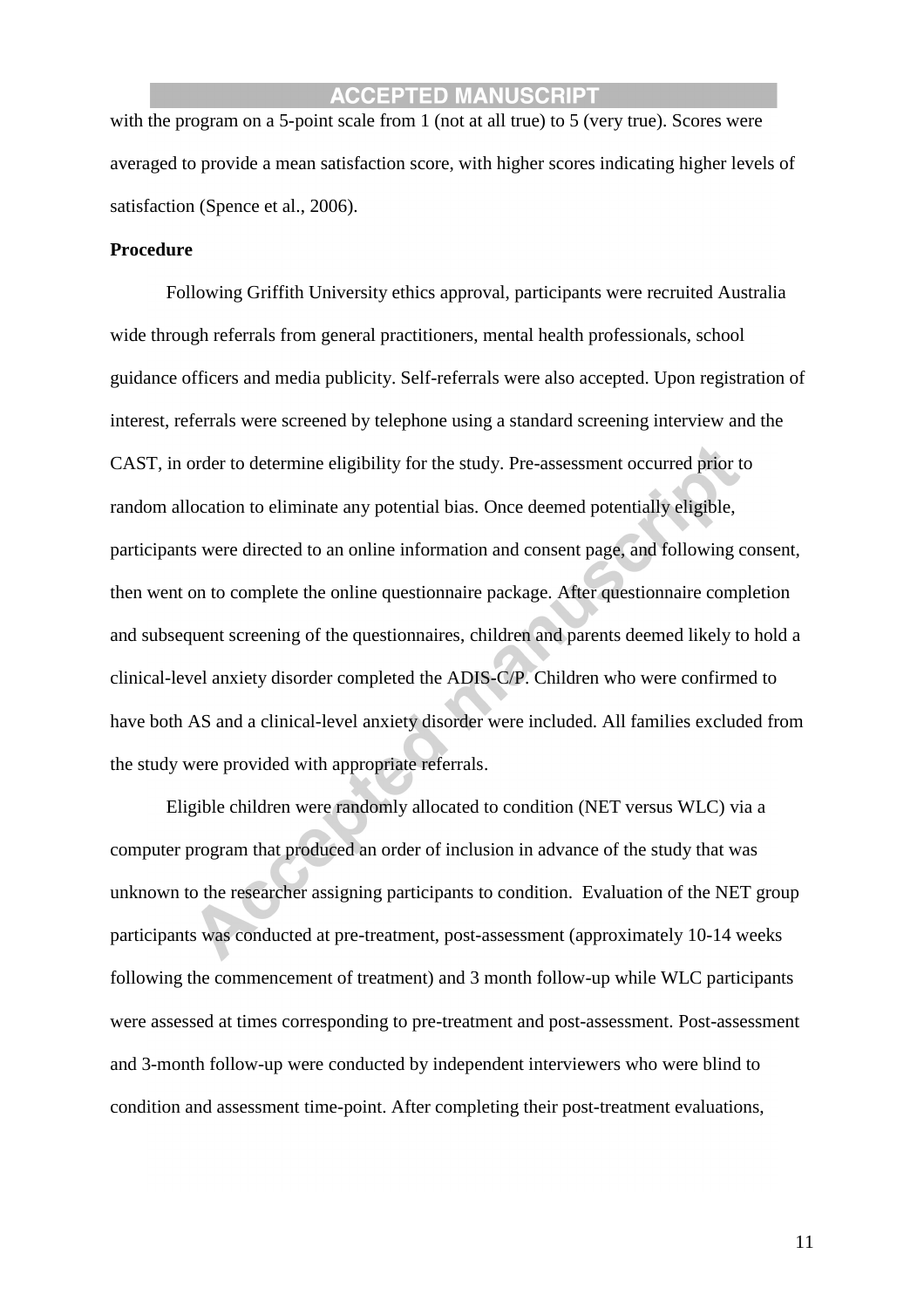with the program on a 5-point scale from 1 (not at all true) to 5 (very true). Scores were averaged to provide a mean satisfaction score, with higher scores indicating higher levels of satisfaction (Spence et al., 2006).

**Procedure**

Following Griffith University ethics approval, participants were recruited Australia wide through referrals from general practitioners, mental health professionals, school guidance officers and media publicity. Self-referrals were also accepted. Upon registration of interest, referrals were screened by telephone using a standard screening interview and the CAST, in order to determine eligibility for the study. Pre-assessment occurred prior to random allocation to eliminate any potential bias. Once deemed potentially eligible, participants were directed to an online information and consent page, and following consent, then went on to complete the online questionnaire package. After questionnaire completion and subsequent screening of the questionnaires, children and parents deemed likely to hold a clinical-level anxiety disorder completed the ADIS-C/P. Children who were confirmed to have both AS and a clinical-level anxiety disorder were included. All families excluded from the study were provided with appropriate referrals.

Eligible children were randomly allocated to condition (NET versus WLC) via a computer program that produced an order of inclusion in advance of the study that was unknown to the researcher assigning participants to condition. Evaluation of the NET group participants was conducted at pre-treatment, post-assessment (approximately 10-14 weeks following the commencement of treatment) and 3 month follow-up while WLC participants were assessed at times corresponding to pre-treatment and post-assessment. Post-assessment and 3-month follow-up were conducted by independent interviewers who were blind to condition and assessment time-point. After completing their post-treatment evaluations,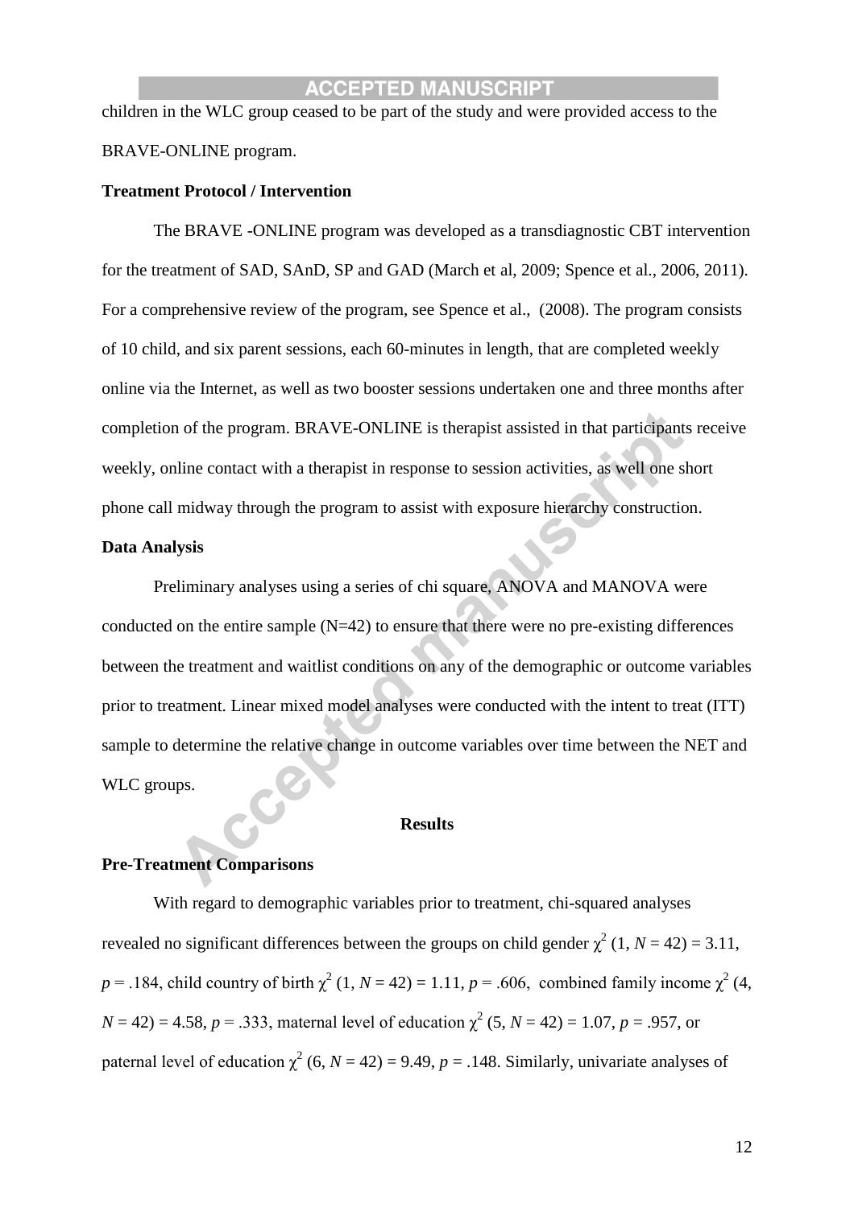children in the WLC group ceased to be part of the study and were provided access to the BRAVE-ONLINE program.

### Treatment Protocol / Intervention

The BRAVE -ONLINE program was developed as a transdiagnostic CBT intervention for the treatment of SAD, SAnD, SP and GAD (March et al, 2009; Spence et al., 2006, 2011). For a comprehensive review of the program, see Spence et al., (2008). The program consists of 10 child, and six parent sessions, each 60-minutes in length, that are completed weekly online via the Internet, as well as two booster sessions undertaken one and three months after completion of the program. BRAVE-ONLINE is therapist assisted in that participants receive weekly, online contact with a therapist in response to session activities, as well one short phone call midway through the program to assist with exposure hierarchy construction.

### Data Analysis

Preliminary analyses using a series of chi square, ANOVA and MANOVA were conducted on the entire sample (N=42) to ensure that there were no pre-existing differences between the treatment and waitlist conditions on any of the demographic or outcome variables prior to treatment. Linear mixed model analyses were conducted with the intent to treat (ITT) sample to determine the relative change in outcome variables over time between the NET and WLC groups.

## Results

### Pre-Treatment Comparisons

With regard to demographic variables prior to treatment, chi-squared analyses revealed no significant differences between the groups on child gender $\chi^2$ (1, $N$ = 42) = 3.11, $p$ = .184, child country of birth $\chi^2$ (1, $N$ = 42) = 1.11, $p$ = .606, combined family income $\chi^2$ (4, $N$ = 42) = 4.58, $p$ = .333, maternal level of education $\chi^2$ (5, $N$ = 42) = 1.07, $p$ = .957, or paternal level of education $\chi^2$ (6, $N$ = 42) = 9.49, $p$ = .148. Similarly, univariate analyses of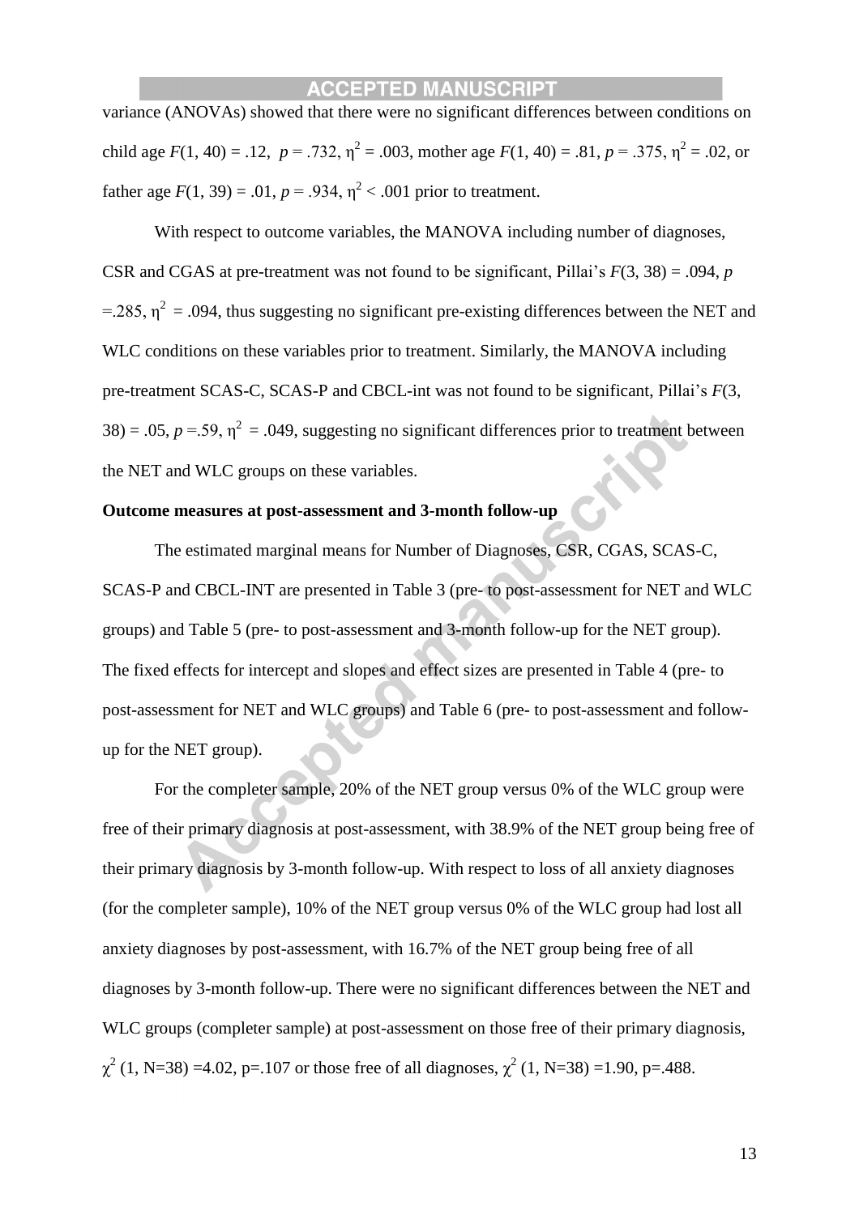variance (ANOVAs) showed that there were no significant differences between conditions on child age $F(1, 40) = .12$, $p = .732$, $\eta^2 = .003$, mother age $F(1, 40) = .81$, $p = .375$, $\eta^2 = .02$, or father age $F(1, 39) = .01$, $p = .934$, $\eta^2 < .001$ prior to treatment.

With respect to outcome variables, the MANOVA including number of diagnoses, CSR and CGAS at pre-treatment was not found to be significant, Pillai's $F(3, 38) = .094$, $p =.285$, $\eta^2 = .094$, thus suggesting no significant pre-existing differences between the NET and WLC conditions on these variables prior to treatment. Similarly, the MANOVA including pre-treatment SCAS-C, SCAS-P and CBCL-int was not found to be significant, Pillai's $F(3, 38) = .05$, $p =.59$, $\eta^2 = .049$, suggesting no significant differences prior to treatment between the NET and WLC groups on these variables.

**Outcome measures at post-assessment and 3-month follow-up**

The estimated marginal means for Number of Diagnoses, CSR, CGAS, SCAS-C, SCAS-P and CBCL-INT are presented in Table 3 (pre- to post-assessment for NET and WLC groups) and Table 5 (pre- to post-assessment and 3-month follow-up for the NET group). The fixed effects for intercept and slopes and effect sizes are presented in Table 4 (pre- to post-assessment for NET and WLC groups) and Table 6 (pre- to post-assessment and follow-up for the NET group).

For the completer sample, 20% of the NET group versus 0% of the WLC group were free of their primary diagnosis at post-assessment, with 38.9% of the NET group being free of their primary diagnosis by 3-month follow-up. With respect to loss of all anxiety diagnoses (for the completer sample), 10% of the NET group versus 0% of the WLC group had lost all anxiety diagnoses by post-assessment, with 16.7% of the NET group being free of all diagnoses by 3-month follow-up. There were no significant differences between the NET and WLC groups (completer sample) at post-assessment on those free of their primary diagnosis, $\chi^2$ (1, N=38) =4.02, p=.107 or those free of all diagnoses, $\chi^2$ (1, N=38) =1.90, p=.488.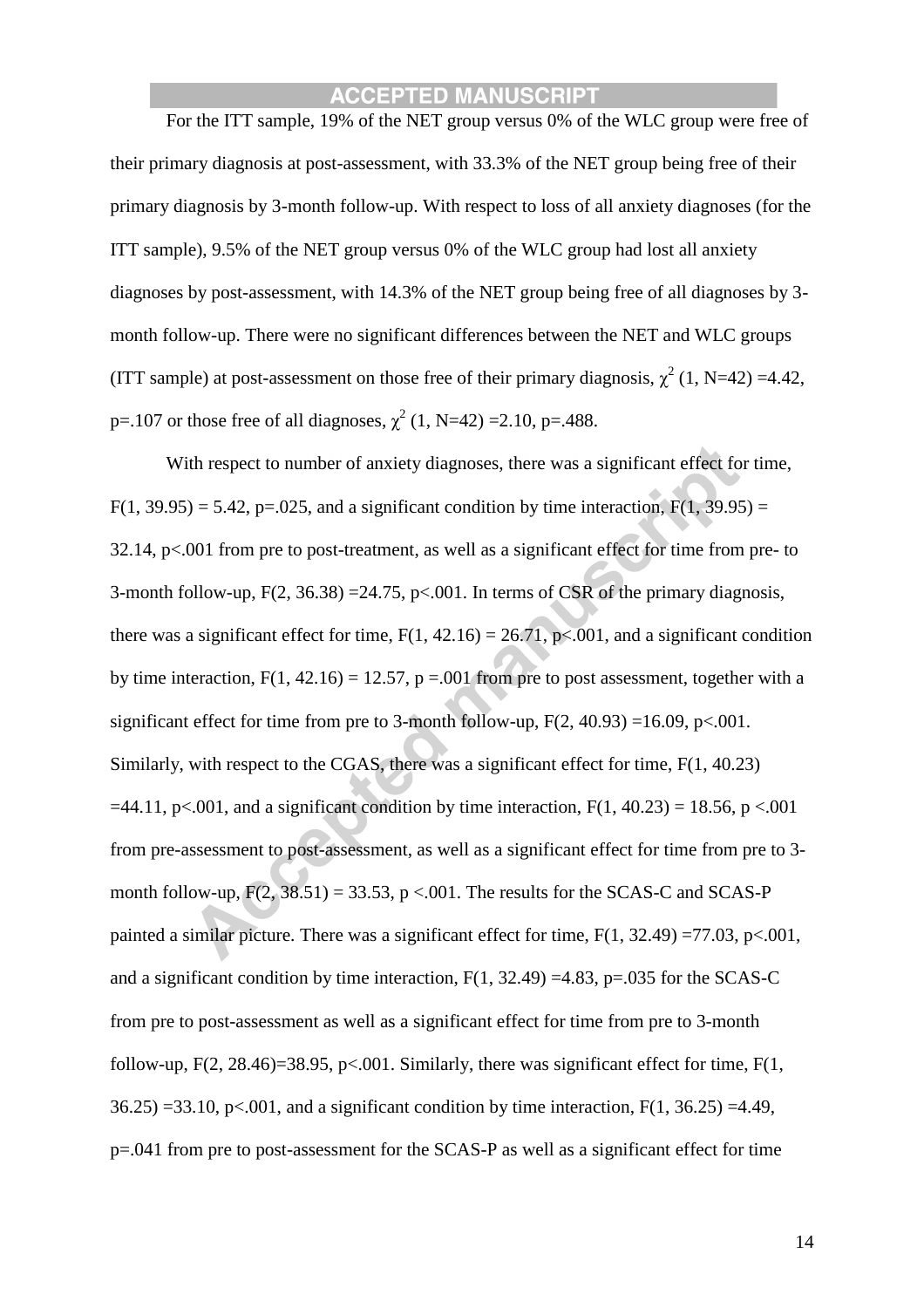For the ITT sample, 19% of the NET group versus 0% of the WLC group were free of their primary diagnosis at post-assessment, with 33.3% of the NET group being free of their primary diagnosis by 3-month follow-up. With respect to loss of all anxiety diagnoses (for the ITT sample), 9.5% of the NET group versus 0% of the WLC group had lost all anxiety diagnoses by post-assessment, with 14.3% of the NET group being free of all diagnoses by 3-month follow-up. There were no significant differences between the NET and WLC groups (ITT sample) at post-assessment on those free of their primary diagnosis, $\chi^2$ (1, N=42) =4.42, p=.107 or those free of all diagnoses, $\chi^2$ (1, N=42) =2.10, p=.488.

With respect to number of anxiety diagnoses, there was a significant effect for time, F(1, 39.95) = 5.42, p=.025, and a significant condition by time interaction, F(1, 39.95) = 32.14, p<.001 from pre to post-treatment, as well as a significant effect for time from pre- to 3-month follow-up, F(2, 36.38) =24.75, p<.001. In terms of CSR of the primary diagnosis, there was a significant effect for time, F(1, 42.16) = 26.71, p<.001, and a significant condition by time interaction, F(1, 42.16) = 12.57, p =.001 from pre to post assessment, together with a significant effect for time from pre to 3-month follow-up, F(2, 40.93) =16.09, p<.001. Similarly, with respect to the CGAS, there was a significant effect for time, F(1, 40.23) =44.11, p<.001, and a significant condition by time interaction, F(1, 40.23) = 18.56, p <.001 from pre-assessment to post-assessment, as well as a significant effect for time from pre to 3-month follow-up, F(2, 38.51) = 33.53, p <.001. The results for the SCAS-C and SCAS-P painted a similar picture. There was a significant effect for time, F(1, 32.49) =77.03, p<.001, and a significant condition by time interaction, F(1, 32.49) =4.83, p=.035 for the SCAS-C from pre to post-assessment as well as a significant effect for time from pre to 3-month follow-up, F(2, 28.46)=38.95, p<.001. Similarly, there was significant effect for time, F(1, 36.25) =33.10, p<.001, and a significant condition by time interaction, F(1, 36.25) =4.49, p=.041 from pre to post-assessment for the SCAS-P as well as a significant effect for time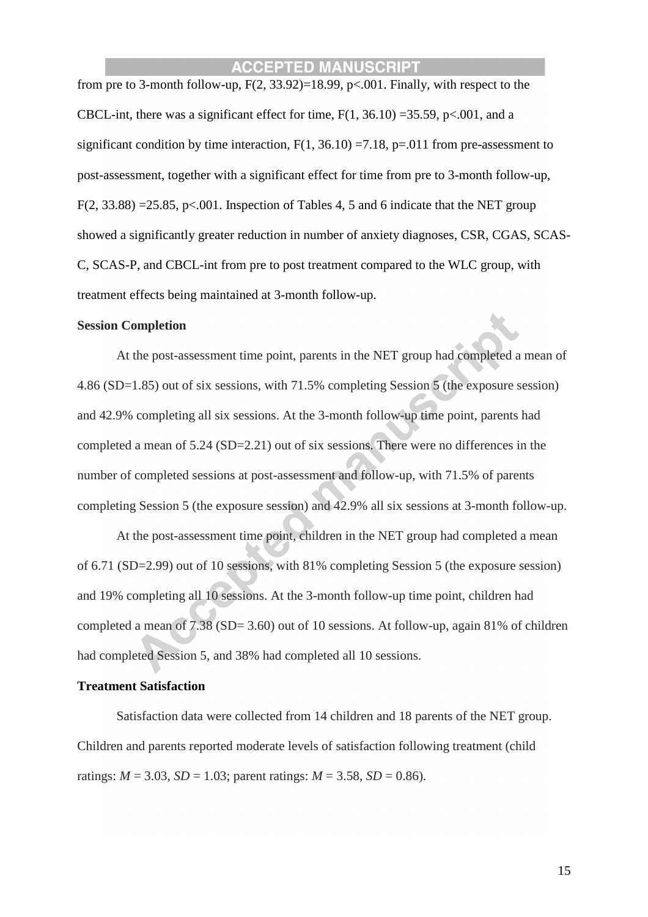from pre to 3-month follow-up, $F(2, 33.92)=18.99$, $p<.001$. Finally, with respect to the CBCL-int, there was a significant effect for time, $F(1, 36.10) =35.59$, $p<.001$, and a significant condition by time interaction, $F(1, 36.10) =7.18$, $p=.011$ from pre-assessment to post-assessment, together with a significant effect for time from pre to 3-month follow-up, $F(2, 33.88) =25.85$, $p<.001$. Inspection of Tables 4, 5 and 6 indicate that the NET group showed a significantly greater reduction in number of anxiety diagnoses, CSR, CGAS, SCAS-C, SCAS-P, and CBCL-int from pre to post treatment compared to the WLC group, with treatment effects being maintained at 3-month follow-up.

**Session Completion**

At the post-assessment time point, parents in the NET group had completed a mean of 4.86 (SD=1.85) out of six sessions, with 71.5% completing Session 5 (the exposure session) and 42.9% completing all six sessions. At the 3-month follow-up time point, parents had completed a mean of 5.24 (SD=2.21) out of six sessions. There were no differences in the number of completed sessions at post-assessment and follow-up, with 71.5% of parents completing Session 5 (the exposure session) and 42.9% all six sessions at 3-month follow-up.

At the post-assessment time point, children in the NET group had completed a mean of 6.71 (SD=2.99) out of 10 sessions, with 81% completing Session 5 (the exposure session) and 19% completing all 10 sessions. At the 3-month follow-up time point, children had completed a mean of 7.38 (SD= 3.60) out of 10 sessions. At follow-up, again 81% of children had completed Session 5, and 38% had completed all 10 sessions.

**Treatment Satisfaction**

Satisfaction data were collected from 14 children and 18 parents of the NET group. Children and parents reported moderate levels of satisfaction following treatment (child ratings: $M = 3.03$, $SD = 1.03$; parent ratings: $M = 3.58$, $SD = 0.86$).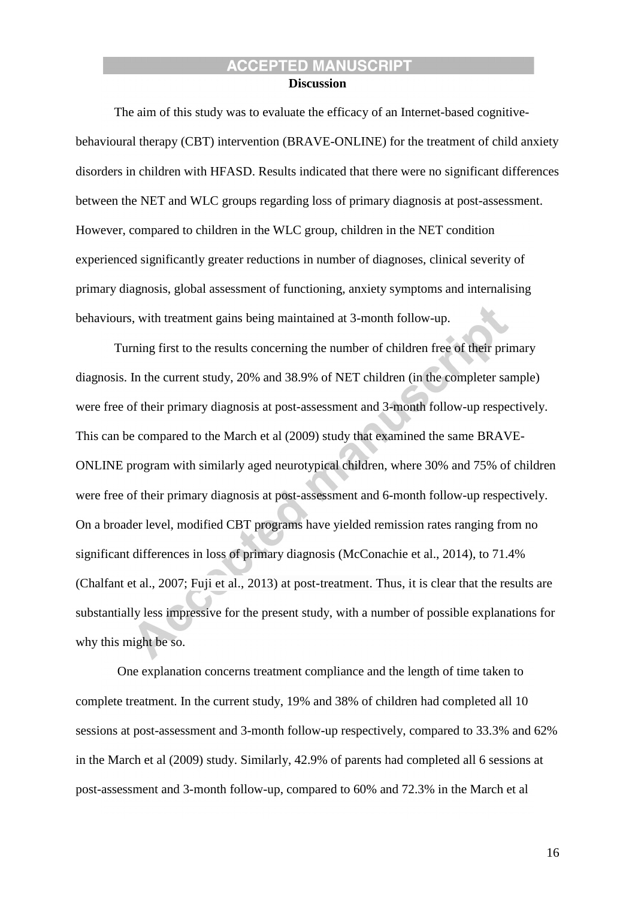## Discussion

The aim of this study was to evaluate the efficacy of an Internet-based cognitive-behavioural therapy (CBT) intervention (BRAVE-ONLINE) for the treatment of child anxiety disorders in children with HFASD. Results indicated that there were no significant differences between the NET and WLC groups regarding loss of primary diagnosis at post-assessment. However, compared to children in the WLC group, children in the NET condition experienced significantly greater reductions in number of diagnoses, clinical severity of primary diagnosis, global assessment of functioning, anxiety symptoms and internalising behaviours, with treatment gains being maintained at 3-month follow-up.

Turning first to the results concerning the number of children free of their primary diagnosis. In the current study, 20% and 38.9% of NET children (in the completer sample) were free of their primary diagnosis at post-assessment and 3-month follow-up respectively. This can be compared to the March et al (2009) study that examined the same BRAVE-ONLINE program with similarly aged neurotypical children, where 30% and 75% of children were free of their primary diagnosis at post-assessment and 6-month follow-up respectively. On a broader level, modified CBT programs have yielded remission rates ranging from no significant differences in loss of primary diagnosis (McConachie et al., 2014), to 71.4% (Chalfant et al., 2007; Fuji et al., 2013) at post-treatment. Thus, it is clear that the results are substantially less impressive for the present study, with a number of possible explanations for why this might be so.

One explanation concerns treatment compliance and the length of time taken to complete treatment. In the current study, 19% and 38% of children had completed all 10 sessions at post-assessment and 3-month follow-up respectively, compared to 33.3% and 62% in the March et al (2009) study. Similarly, 42.9% of parents had completed all 6 sessions at post-assessment and 3-month follow-up, compared to 60% and 72.3% in the March et al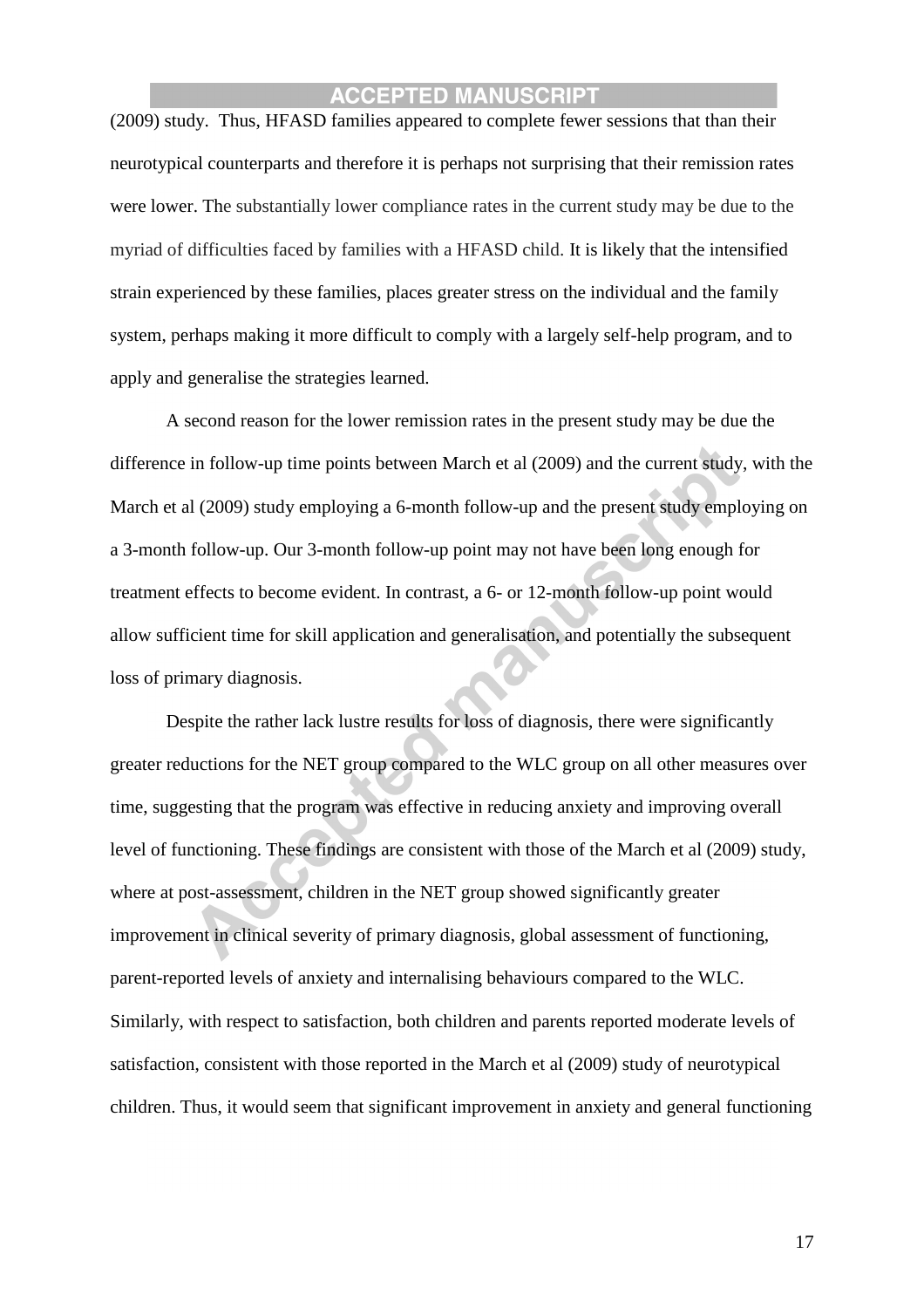(2009) study. Thus, HFASD families appeared to complete fewer sessions that than their neurotypical counterparts and therefore it is perhaps not surprising that their remission rates were lower. The substantially lower compliance rates in the current study may be due to the myriad of difficulties faced by families with a HFASD child. It is likely that the intensified strain experienced by these families, places greater stress on the individual and the family system, perhaps making it more difficult to comply with a largely self-help program, and to apply and generalise the strategies learned.

A second reason for the lower remission rates in the present study may be due the difference in follow-up time points between March et al (2009) and the current study, with the March et al (2009) study employing a 6-month follow-up and the present study employing on a 3-month follow-up. Our 3-month follow-up point may not have been long enough for treatment effects to become evident. In contrast, a 6- or 12-month follow-up point would allow sufficient time for skill application and generalisation, and potentially the subsequent loss of primary diagnosis.

Despite the rather lack lustre results for loss of diagnosis, there were significantly greater reductions for the NET group compared to the WLC group on all other measures over time, suggesting that the program was effective in reducing anxiety and improving overall level of functioning. These findings are consistent with those of the March et al (2009) study, where at post-assessment, children in the NET group showed significantly greater improvement in clinical severity of primary diagnosis, global assessment of functioning, parent-reported levels of anxiety and internalising behaviours compared to the WLC. Similarly, with respect to satisfaction, both children and parents reported moderate levels of satisfaction, consistent with those reported in the March et al (2009) study of neurotypical children. Thus, it would seem that significant improvement in anxiety and general functioning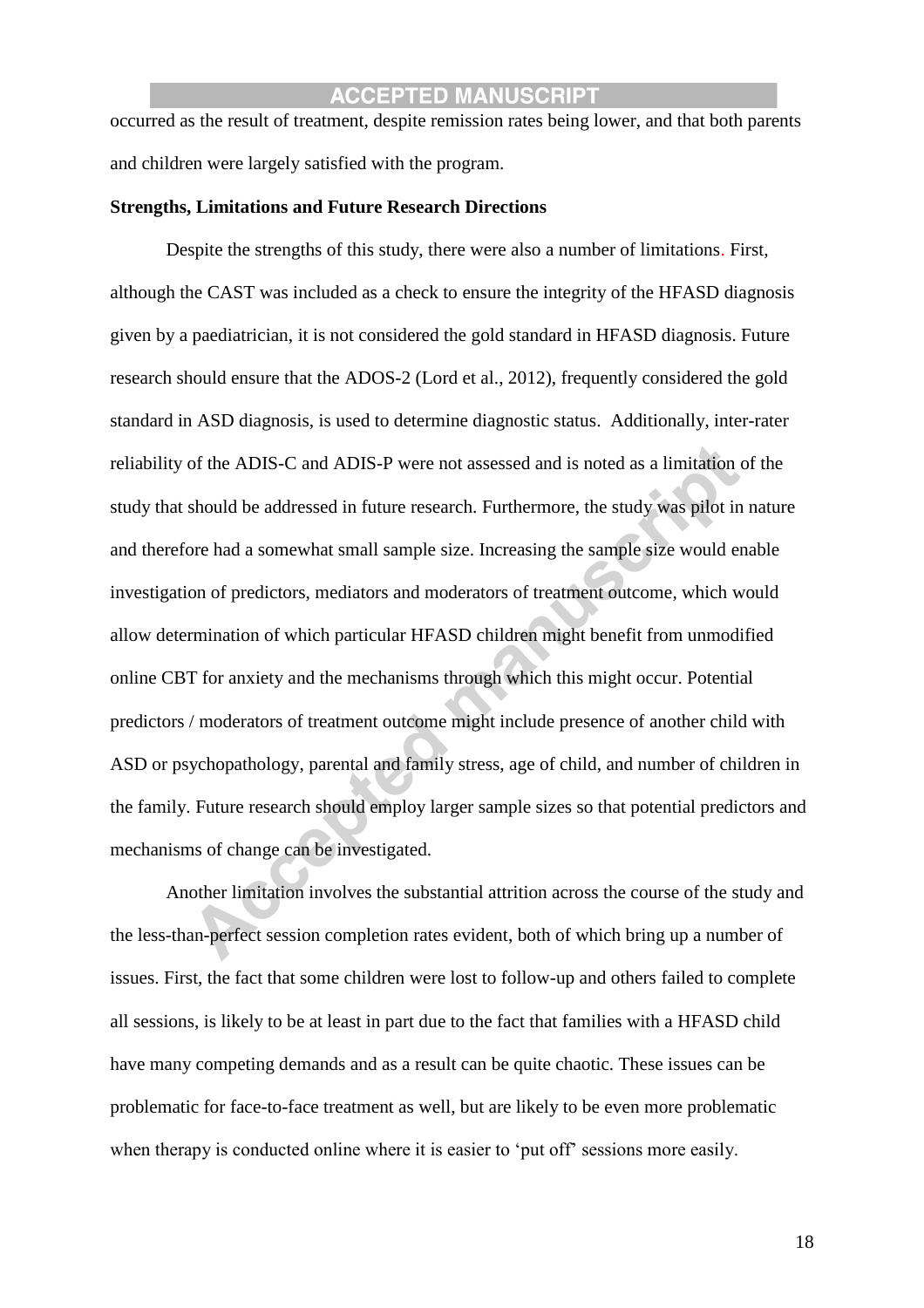occurred as the result of treatment, despite remission rates being lower, and that both parents and children were largely satisfied with the program.

**Strengths, Limitations and Future Research Directions**

Despite the strengths of this study, there were also a number of limitations. First, although the CAST was included as a check to ensure the integrity of the HFASD diagnosis given by a paediatrician, it is not considered the gold standard in HFASD diagnosis. Future research should ensure that the ADOS-2 (Lord et al., 2012), frequently considered the gold standard in ASD diagnosis, is used to determine diagnostic status. Additionally, inter-rater reliability of the ADIS-C and ADIS-P were not assessed and is noted as a limitation of the study that should be addressed in future research. Furthermore, the study was pilot in nature and therefore had a somewhat small sample size. Increasing the sample size would enable investigation of predictors, mediators and moderators of treatment outcome, which would allow determination of which particular HFASD children might benefit from unmodified online CBT for anxiety and the mechanisms through which this might occur. Potential predictors / moderators of treatment outcome might include presence of another child with ASD or psychopathology, parental and family stress, age of child, and number of children in the family. Future research should employ larger sample sizes so that potential predictors and mechanisms of change can be investigated.

Another limitation involves the substantial attrition across the course of the study and the less-than-perfect session completion rates evident, both of which bring up a number of issues. First, the fact that some children were lost to follow-up and others failed to complete all sessions, is likely to be at least in part due to the fact that families with a HFASD child have many competing demands and as a result can be quite chaotic. These issues can be problematic for face-to-face treatment as well, but are likely to be even more problematic when therapy is conducted online where it is easier to 'put off' sessions more easily.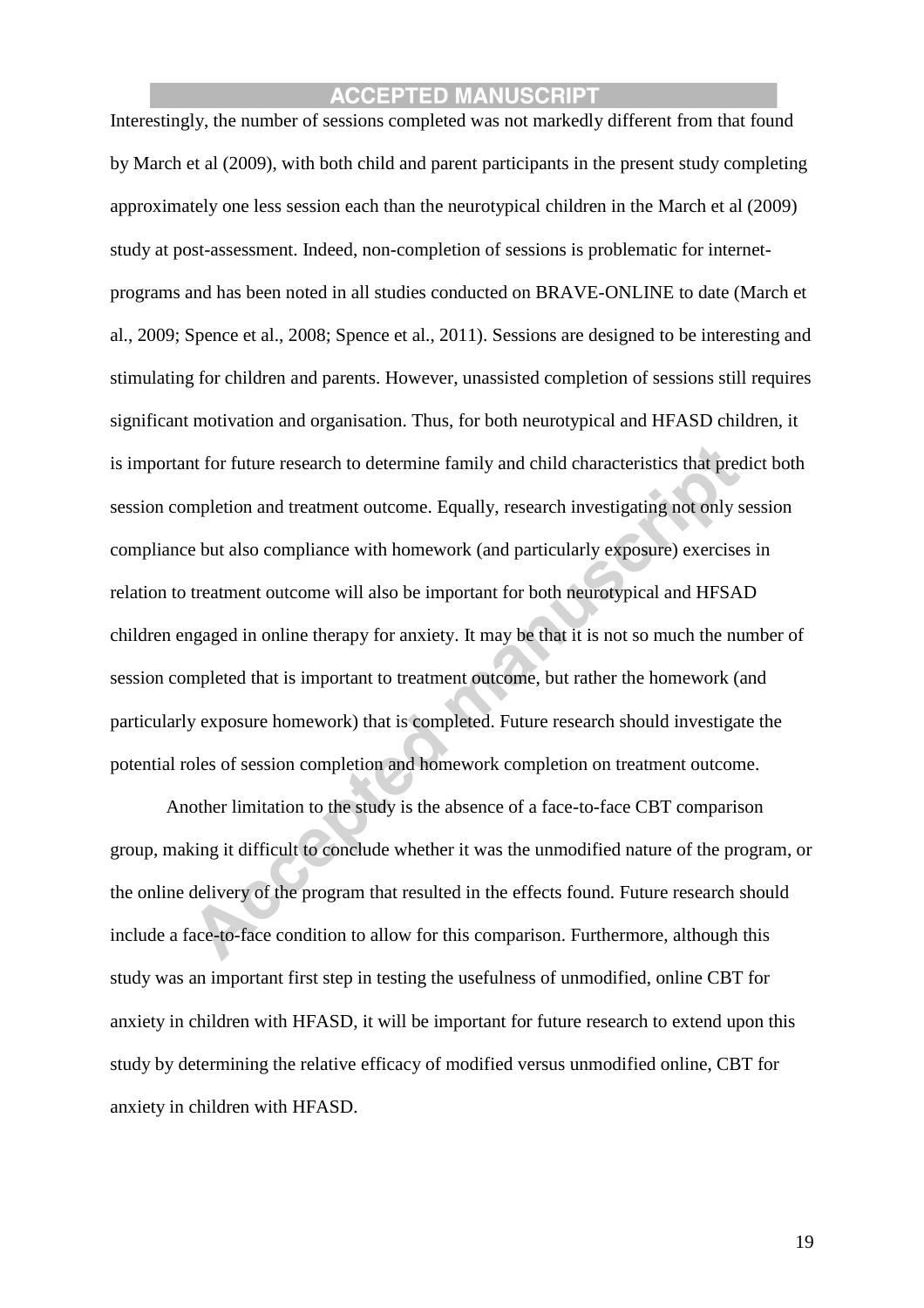Interestingly, the number of sessions completed was not markedly different from that found by March et al (2009), with both child and parent participants in the present study completing approximately one less session each than the neurotypical children in the March et al (2009) study at post-assessment. Indeed, non-completion of sessions is problematic for internet-programs and has been noted in all studies conducted on BRAVE-ONLINE to date (March et al., 2009; Spence et al., 2008; Spence et al., 2011). Sessions are designed to be interesting and stimulating for children and parents. However, unassisted completion of sessions still requires significant motivation and organisation. Thus, for both neurotypical and HFASD children, it is important for future research to determine family and child characteristics that predict both session completion and treatment outcome. Equally, research investigating not only session compliance but also compliance with homework (and particularly exposure) exercises in relation to treatment outcome will also be important for both neurotypical and HFSAD children engaged in online therapy for anxiety. It may be that it is not so much the number of session completed that is important to treatment outcome, but rather the homework (and particularly exposure homework) that is completed. Future research should investigate the potential roles of session completion and homework completion on treatment outcome.

Another limitation to the study is the absence of a face-to-face CBT comparison group, making it difficult to conclude whether it was the unmodified nature of the program, or the online delivery of the program that resulted in the effects found. Future research should include a face-to-face condition to allow for this comparison. Furthermore, although this study was an important first step in testing the usefulness of unmodified, online CBT for anxiety in children with HFASD, it will be important for future research to extend upon this study by determining the relative efficacy of modified versus unmodified online, CBT for anxiety in children with HFASD.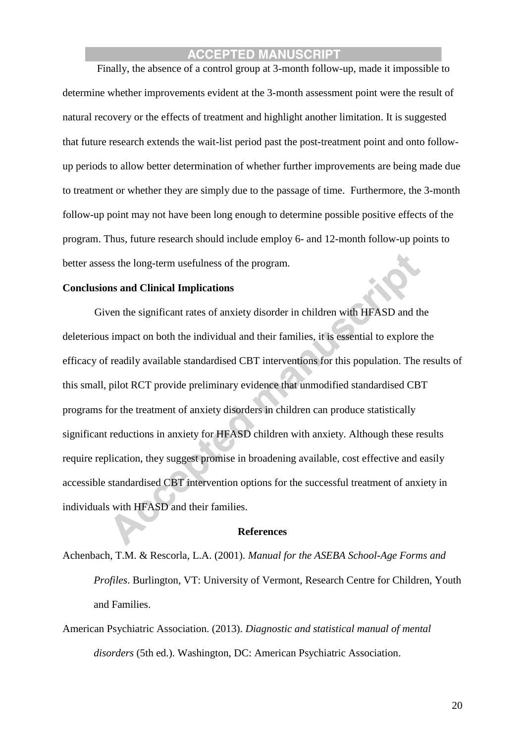Finally, the absence of a control group at 3-month follow-up, made it impossible to determine whether improvements evident at the 3-month assessment point were the result of natural recovery or the effects of treatment and highlight another limitation. It is suggested that future research extends the wait-list period past the post-treatment point and onto follow-up periods to allow better determination of whether further improvements are being made due to treatment or whether they are simply due to the passage of time. Furthermore, the 3-month follow-up point may not have been long enough to determine possible positive effects of the program. Thus, future research should include employ 6- and 12-month follow-up points to better assess the long-term usefulness of the program.

## Conclusions and Clinical Implications

Given the significant rates of anxiety disorder in children with HFASD and the deleterious impact on both the individual and their families, it is essential to explore the efficacy of readily available standardised CBT interventions for this population. The results of this small, pilot RCT provide preliminary evidence that unmodified standardised CBT programs for the treatment of anxiety disorders in children can produce statistically significant reductions in anxiety for HFASD children with anxiety. Although these results require replication, they suggest promise in broadening available, cost effective and easily accessible standardised CBT intervention options for the successful treatment of anxiety in individuals with HFASD and their families.

## References

Achenbach, T.M. & Rescorla, L.A. (2001). *Manual for the ASEBA School-Age Forms and Profiles*. Burlington, VT: University of Vermont, Research Centre for Children, Youth and Families.

American Psychiatric Association. (2013). *Diagnostic and statistical manual of mental disorders* (5th ed.). Washington, DC: American Psychiatric Association.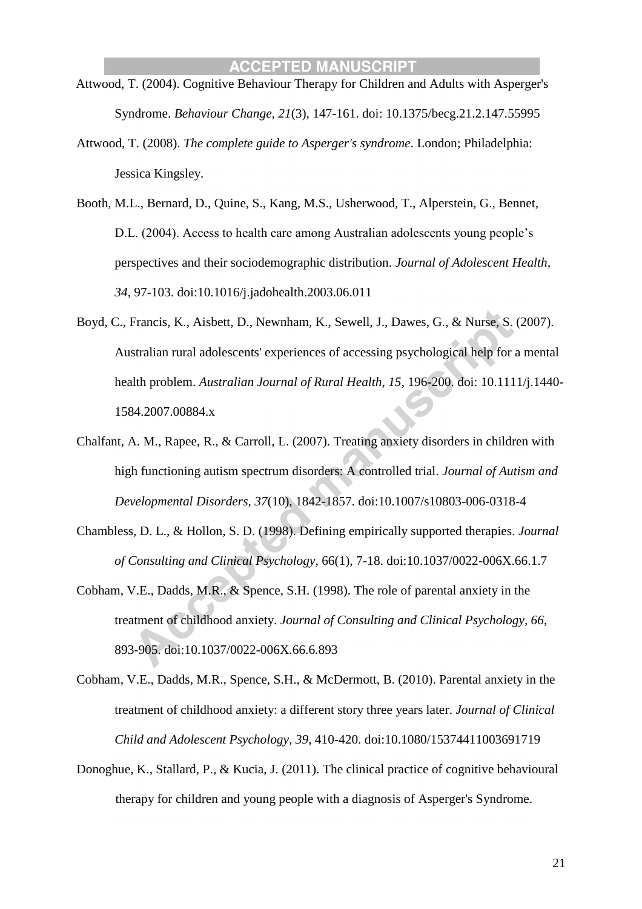Attwood, T. (2004). Cognitive Behaviour Therapy for Children and Adults with Asperger's Syndrome. *Behaviour Change*, *21*(3), 147-161. doi: 10.1375/becg.21.2.147.55995

Attwood, T. (2008). *The complete guide to Asperger's syndrome*. London; Philadelphia: Jessica Kingsley.

Booth, M.L., Bernard, D., Quine, S., Kang, M.S., Usherwood, T., Alperstein, G., Bennet, D.L. (2004). Access to health care among Australian adolescents young people's perspectives and their sociodemographic distribution. *Journal of Adolescent Health*, *34*, 97-103. doi:10.1016/j.jadohealth.2003.06.011

Boyd, C., Francis, K., Aisbett, D., Newnham, K., Sewell, J., Dawes, G., & Nurse, S. (2007). Australian rural adolescents' experiences of accessing psychological help for a mental health problem. *Australian Journal of Rural Health, 15*, 196-200. doi: 10.1111/j.1440-1584.2007.00884.x

Chalfant, A. M., Rapee, R., & Carroll, L. (2007). Treating anxiety disorders in children with high functioning autism spectrum disorders: A controlled trial. *Journal of Autism and Developmental Disorders, 37*(10), 1842-1857. doi:10.1007/s10803-006-0318-4

Chambless, D. L., & Hollon, S. D. (1998). Defining empirically supported therapies. *Journal of Consulting and Clinical Psychology,* 66(1), 7-18. doi:10.1037/0022-006X.66.1.7

Cobham, V.E., Dadds, M.R., & Spence, S.H. (1998). The role of parental anxiety in the treatment of childhood anxiety. *Journal of Consulting and Clinical Psychology, 66*, 893-905. doi:10.1037/0022-006X.66.6.893

Cobham, V.E., Dadds, M.R., Spence, S.H., & McDermott, B. (2010). Parental anxiety in the treatment of childhood anxiety: a different story three years later. *Journal of Clinical Child and Adolescent Psychology, 39*, 410-420. doi:10.1080/15374411003691719

Donoghue, K., Stallard, P., & Kucia, J. (2011). The clinical practice of cognitive behavioural therapy for children and young people with a diagnosis of Asperger's Syndrome.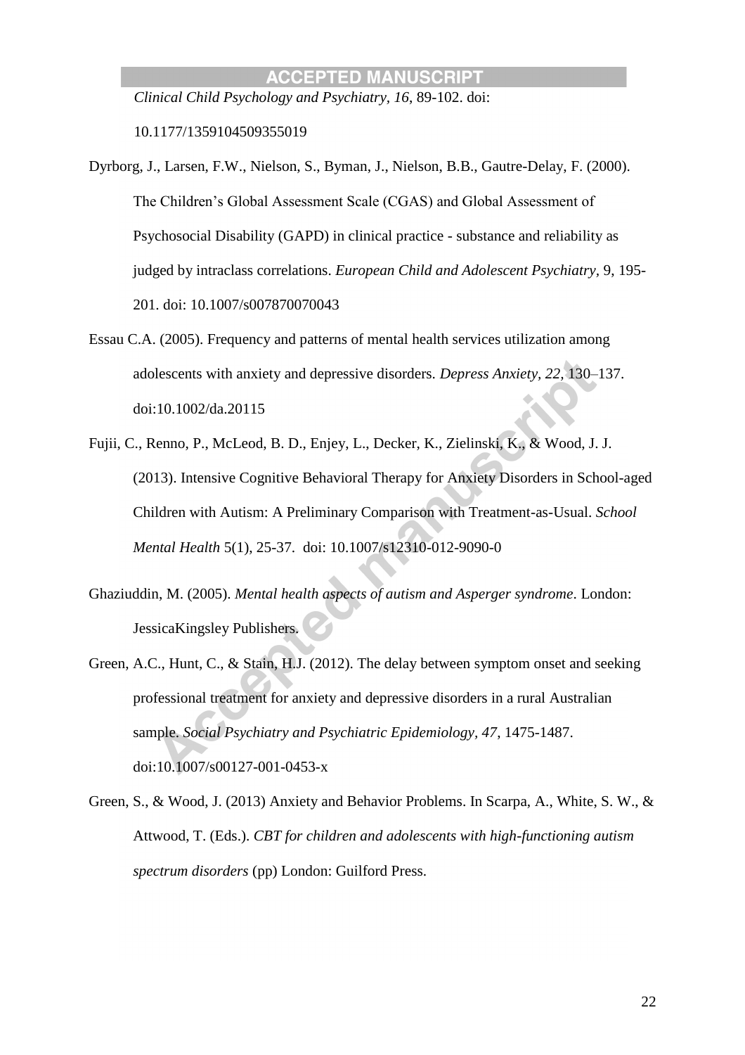*Clinical Child Psychology and Psychiatry, 16*, 89-102. doi: 10.1177/1359104509355019

Dyrborg, J., Larsen, F.W., Nielson, S., Byman, J., Nielson, B.B., Gautre-Delay, F. (2000). The Children's Global Assessment Scale (CGAS) and Global Assessment of Psychosocial Disability (GAPD) in clinical practice - substance and reliability as judged by intraclass correlations. *European Child and Adolescent Psychiatry*, 9, 195-201. doi: 10.1007/s007870070043

Essau C.A. (2005). Frequency and patterns of mental health services utilization among adolescents with anxiety and depressive disorders. *Depress Anxiety, 22*, 130–137. doi:10.1002/da.20115

Fujii, C., Renno, P., McLeod, B. D., Enjey, L., Decker, K., Zielinski, K., & Wood, J. J. (2013). Intensive Cognitive Behavioral Therapy for Anxiety Disorders in School-aged Children with Autism: A Preliminary Comparison with Treatment-as-Usual. *School Mental Health* 5(1), 25-37. doi: 10.1007/s12310-012-9090-0

Ghaziuddin, M. (2005). *Mental health aspects of autism and Asperger syndrome*. London: JessicaKingsley Publishers.

Green, A.C., Hunt, C., & Stain, H.J. (2012). The delay between symptom onset and seeking professional treatment for anxiety and depressive disorders in a rural Australian sample. *Social Psychiatry and Psychiatric Epidemiology, 47*, 1475-1487. doi:10.1007/s00127-001-0453-x

Green, S., & Wood, J. (2013) Anxiety and Behavior Problems. In Scarpa, A., White, S. W., & Attwood, T. (Eds.). *CBT for children and adolescents with high-functioning autism spectrum disorders* (pp) London: Guilford Press.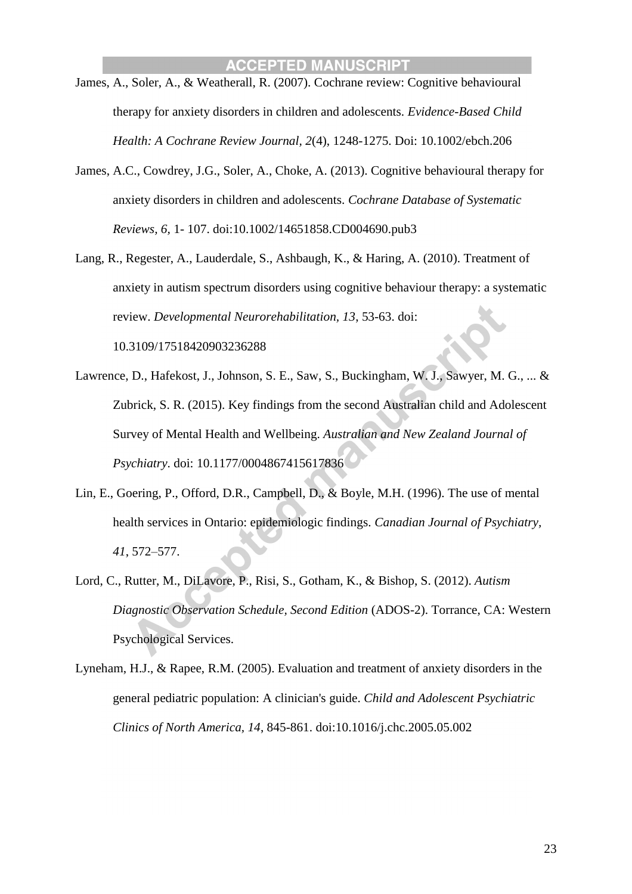James, A., Soler, A., & Weatherall, R. (2007). Cochrane review: Cognitive behavioural therapy for anxiety disorders in children and adolescents. *Evidence-Based Child Health: A Cochrane Review Journal, 2*(4), 1248-1275. Doi: 10.1002/ebch.206

James, A.C., Cowdrey, J.G., Soler, A., Choke, A. (2013). Cognitive behavioural therapy for anxiety disorders in children and adolescents. *Cochrane Database of Systematic Reviews, 6,* 1- 107. doi:10.1002/14651858.CD004690.pub3

Lang, R., Regester, A., Lauderdale, S., Ashbaugh, K., & Haring, A. (2010). Treatment of anxiety in autism spectrum disorders using cognitive behaviour therapy: a systematic review. *Developmental Neurorehabilitation, 13*, 53-63. doi: 10.3109/17518420903236288

Lawrence, D., Hafekost, J., Johnson, S. E., Saw, S., Buckingham, W. J., Sawyer, M. G., ... & Zubrick, S. R. (2015). Key findings from the second Australian child and Adolescent Survey of Mental Health and Wellbeing. *Australian and New Zealand Journal of Psychiatry*. doi: 10.1177/0004867415617836

Lin, E., Goering, P., Offord, D.R., Campbell, D., & Boyle, M.H. (1996). The use of mental health services in Ontario: epidemiologic findings. *Canadian Journal of Psychiatry, 41*, 572–577.

Lord, C., Rutter, M., DiLavore, P., Risi, S., Gotham, K., & Bishop, S. (2012). *Autism Diagnostic Observation Schedule, Second Edition* (ADOS-2). Torrance, CA: Western Psychological Services.

Lyneham, H.J., & Rapee, R.M. (2005). Evaluation and treatment of anxiety disorders in the general pediatric population: A clinician's guide. *Child and Adolescent Psychiatric Clinics of North America, 14*, 845-861. doi:10.1016/j.chc.2005.05.002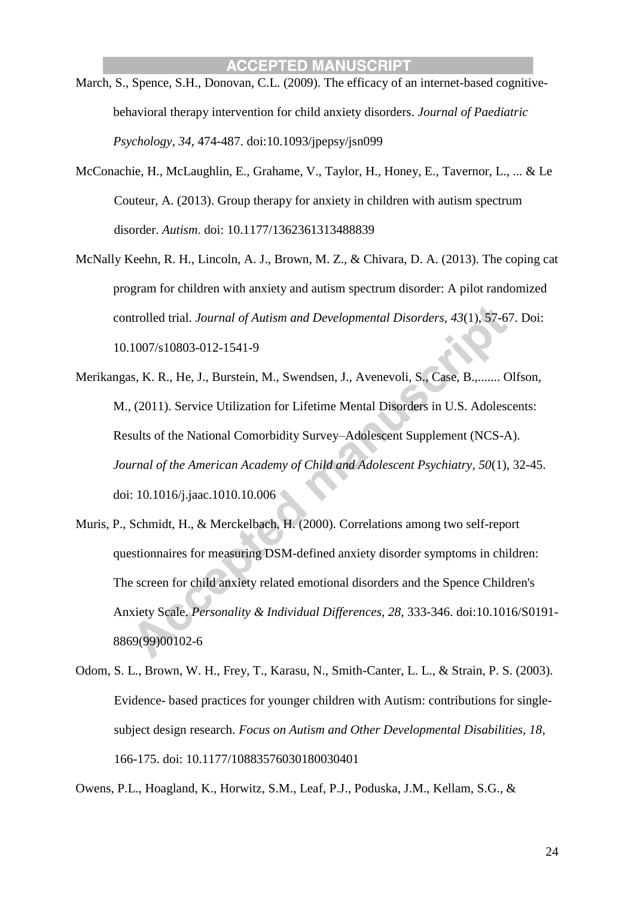March, S., Spence, S.H., Donovan, C.L. (2009). The efficacy of an internet-based cognitive-behavioral therapy intervention for child anxiety disorders. *Journal of Paediatric Psychology, 34*, 474-487. doi:10.1093/jpepsy/jsn099

McConachie, H., McLaughlin, E., Grahame, V., Taylor, H., Honey, E., Tavernor, L., ... & Le Couteur, A. (2013). Group therapy for anxiety in children with autism spectrum disorder. *Autism*. doi: 10.1177/1362361313488839

McNally Keehn, R. H., Lincoln, A. J., Brown, M. Z., & Chivara, D. A. (2013). The coping cat program for children with anxiety and autism spectrum disorder: A pilot randomized controlled trial. *Journal of Autism and Developmental Disorders, 43*(1), 57-67. Doi: 10.1007/s10803-012-1541-9

Merikangas, K. R., He, J., Burstein, M., Swendsen, J., Avenevoli, S., Case, B.,....... Olfson, M., (2011). Service Utilization for Lifetime Mental Disorders in U.S. Adolescents: Results of the National Comorbidity Survey–Adolescent Supplement (NCS-A). *Journal of the American Academy of Child and Adolescent Psychiatry, 50*(1), 32-45. doi: 10.1016/j.jaac.1010.10.006

Muris, P., Schmidt, H., & Merckelbach, H. (2000). Correlations among two self-report questionnaires for measuring DSM-defined anxiety disorder symptoms in children: The screen for child anxiety related emotional disorders and the Spence Children's Anxiety Scale. *Personality & Individual Differences, 28*, 333-346. doi:10.1016/S0191-8869(99)00102-6

Odom, S. L., Brown, W. H., Frey, T., Karasu, N., Smith-Canter, L. L., & Strain, P. S. (2003). Evidence- based practices for younger children with Autism: contributions for single-subject design research. *Focus on Autism and Other Developmental Disabilities, 18*, 166-175. doi: 10.1177/10883576030180030401

Owens, P.L., Hoagland, K., Horwitz, S.M., Leaf, P.J., Poduska, J.M., Kellam, S.G., &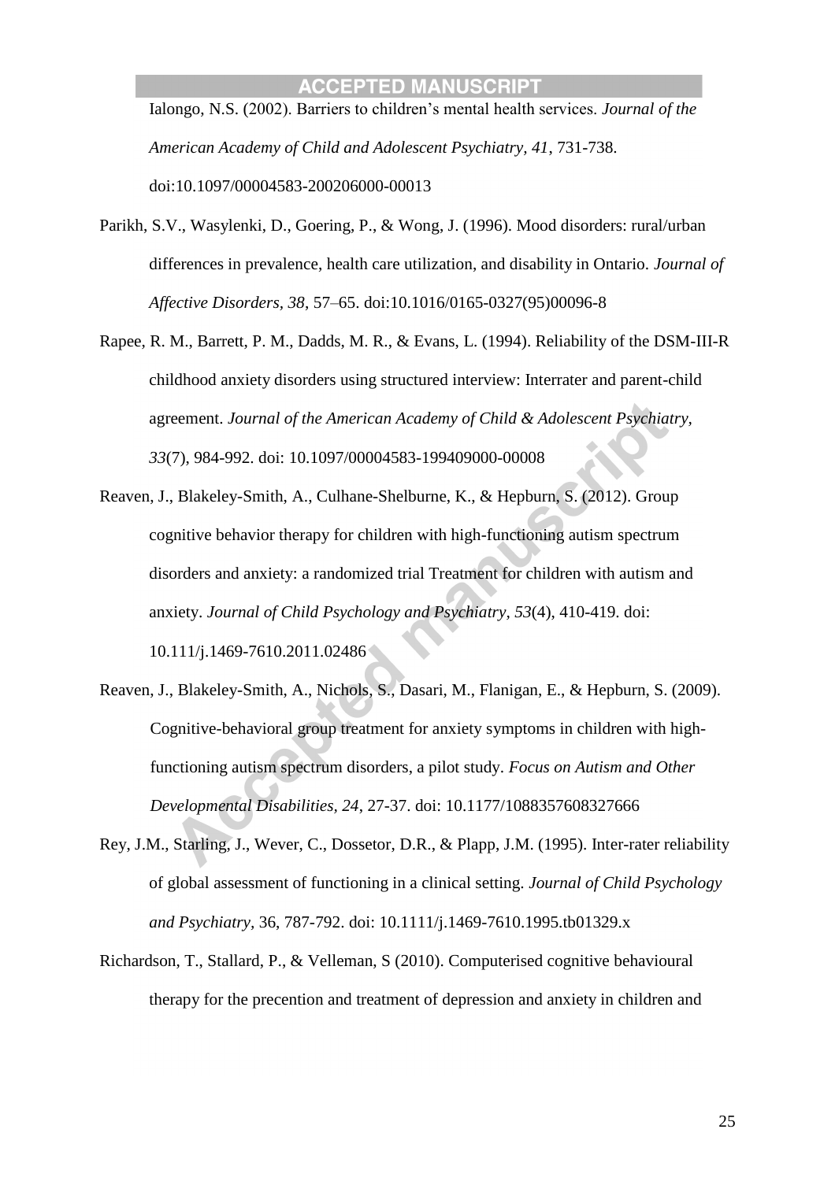Ialongo, N.S. (2002). Barriers to children's mental health services. *Journal of the American Academy of Child and Adolescent Psychiatry, 41*, 731-738. doi:10.1097/00004583-200206000-00013

Parikh, S.V., Wasylenki, D., Goering, P., & Wong, J. (1996). Mood disorders: rural/urban differences in prevalence, health care utilization, and disability in Ontario. *Journal of Affective Disorders, 38*, 57–65. doi:10.1016/0165-0327(95)00096-8

Rapee, R. M., Barrett, P. M., Dadds, M. R., & Evans, L. (1994). Reliability of the DSM-III-R childhood anxiety disorders using structured interview: Interrater and parent-child agreement. *Journal of the American Academy of Child & Adolescent Psychiatry, 33*(7), 984-992. doi: 10.1097/00004583-199409000-00008

Reaven, J., Blakeley-Smith, A., Culhane-Shelburne, K., & Hepburn, S. (2012). Group cognitive behavior therapy for children with high-functioning autism spectrum disorders and anxiety: a randomized trial Treatment for children with autism and anxiety. *Journal of Child Psychology and Psychiatry, 53*(4), 410-419. doi: 10.111/j.1469-7610.2011.02486

Reaven, J., Blakeley-Smith, A., Nichols, S., Dasari, M., Flanigan, E., & Hepburn, S. (2009). Cognitive-behavioral group treatment for anxiety symptoms in children with high-functioning autism spectrum disorders, a pilot study. *Focus on Autism and Other Developmental Disabilities, 24*, 27-37. doi: 10.1177/1088357608327666

Rey, J.M., Starling, J., Wever, C., Dossetor, D.R., & Plapp, J.M. (1995). Inter-rater reliability of global assessment of functioning in a clinical setting. *Journal of Child Psychology and Psychiatry,* 36, 787-792. doi: 10.1111/j.1469-7610.1995.tb01329.x

Richardson, T., Stallard, P., & Velleman, S (2010). Computerised cognitive behavioural therapy for the precention and treatment of depression and anxiety in children and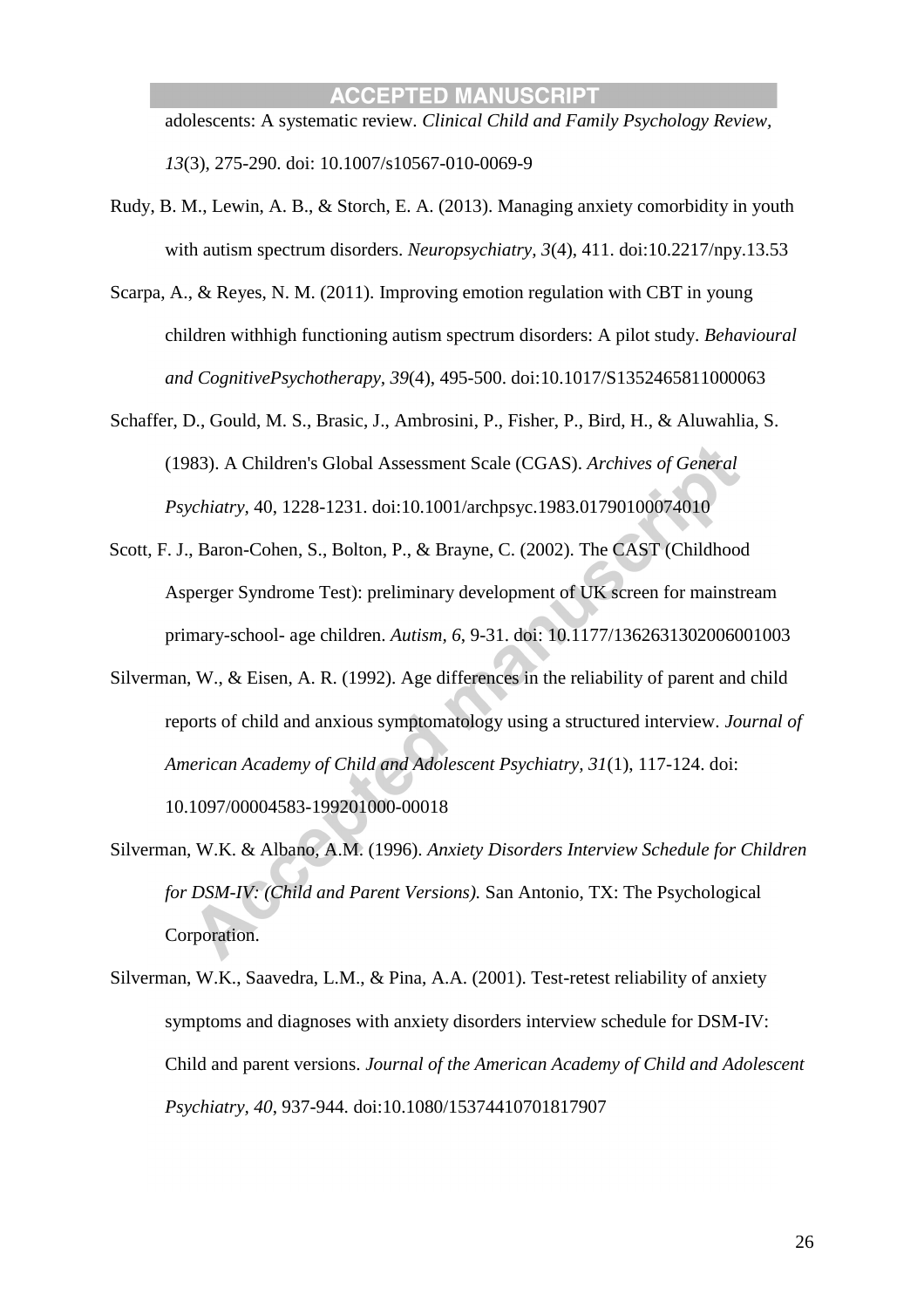adolescents: A systematic review. *Clinical Child and Family Psychology Review, 13*(3), 275-290. doi: 10.1007/s10567-010-0069-9

Rudy, B. M., Lewin, A. B., & Storch, E. A. (2013). Managing anxiety comorbidity in youth with autism spectrum disorders. *Neuropsychiatry, 3*(4), 411. doi:10.2217/npy.13.53

Scarpa, A., & Reyes, N. M. (2011). Improving emotion regulation with CBT in young children withhigh functioning autism spectrum disorders: A pilot study. *Behavioural and CognitivePsychotherapy, 39*(4), 495-500. doi:10.1017/S1352465811000063

Schaffer, D., Gould, M. S., Brasic, J., Ambrosini, P., Fisher, P., Bird, H., & Aluwahlia, S. (1983). A Children's Global Assessment Scale (CGAS). *Archives of General Psychiatry,* 40, 1228-1231. doi:10.1001/archpsyc.1983.01790100074010

Scott, F. J., Baron-Cohen, S., Bolton, P., & Brayne, C. (2002). The CAST (Childhood Asperger Syndrome Test): preliminary development of UK screen for mainstream primary-school- age children. *Autism, 6*, 9-31. doi: 10.1177/1362631302006001003

Silverman, W., & Eisen, A. R. (1992). Age differences in the reliability of parent and child reports of child and anxious symptomatology using a structured interview. *Journal of American Academy of Child and Adolescent Psychiatry, 31*(1), 117-124. doi: 10.1097/00004583-199201000-00018

Silverman, W.K. & Albano, A.M. (1996). *Anxiety Disorders Interview Schedule for Children for DSM-IV: (Child and Parent Versions).* San Antonio, TX: The Psychological Corporation.

Silverman, W.K., Saavedra, L.M., & Pina, A.A. (2001). Test-retest reliability of anxiety symptoms and diagnoses with anxiety disorders interview schedule for DSM-IV: Child and parent versions. *Journal of the American Academy of Child and Adolescent Psychiatry, 40*, 937-944. doi:10.1080/15374410701817907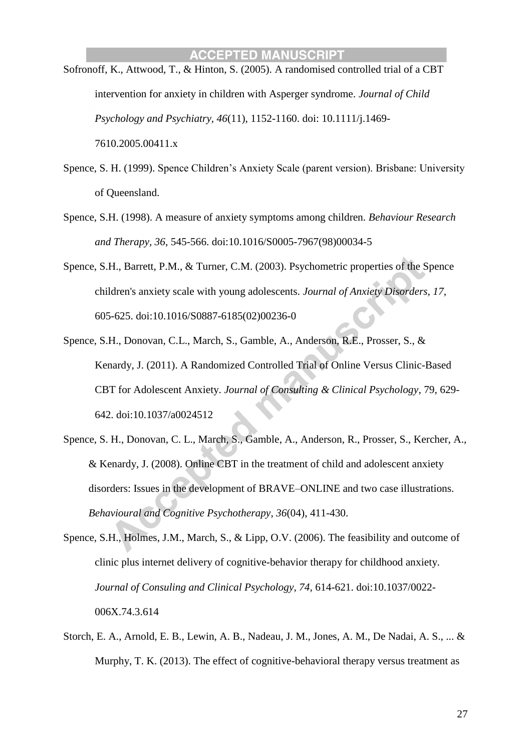Sofronoff, K., Attwood, T., & Hinton, S. (2005). A randomised controlled trial of a CBT intervention for anxiety in children with Asperger syndrome. *Journal of Child Psychology and Psychiatry, 46*(11), 1152-1160. doi: 10.1111/j.1469-7610.2005.00411.x

Spence, S. H. (1999). Spence Children's Anxiety Scale (parent version). Brisbane: University of Queensland.

Spence, S.H. (1998). A measure of anxiety symptoms among children. *Behaviour Research and Therapy, 36*, 545-566. doi:10.1016/S0005-7967(98)00034-5

Spence, S.H., Barrett, P.M., & Turner, C.M. (2003). Psychometric properties of the Spence children's anxiety scale with young adolescents. *Journal of Anxiety Disorders, 17*, 605-625. doi:10.1016/S0887-6185(02)00236-0

Spence, S.H., Donovan, C.L., March, S., Gamble, A., Anderson, R.E., Prosser, S., & Kenardy, J. (2011). A Randomized Controlled Trial of Online Versus Clinic-Based CBT for Adolescent Anxiety. *Journal of Consulting & Clinical Psychology*, 79, 629-642. doi:10.1037/a0024512

Spence, S. H., Donovan, C. L., March, S., Gamble, A., Anderson, R., Prosser, S., Kercher, A., & Kenardy, J. (2008). Online CBT in the treatment of child and adolescent anxiety disorders: Issues in the development of BRAVE–ONLINE and two case illustrations. *Behavioural and Cognitive Psychotherapy, 36*(04), 411-430.

Spence, S.H., Holmes, J.M., March, S., & Lipp, O.V. (2006). The feasibility and outcome of clinic plus internet delivery of cognitive-behavior therapy for childhood anxiety. *Journal of Consuling and Clinical Psychology, 74*, 614-621. doi:10.1037/0022-006X.74.3.614

Storch, E. A., Arnold, E. B., Lewin, A. B., Nadeau, J. M., Jones, A. M., De Nadai, A. S., ... & Murphy, T. K. (2013). The effect of cognitive-behavioral therapy versus treatment as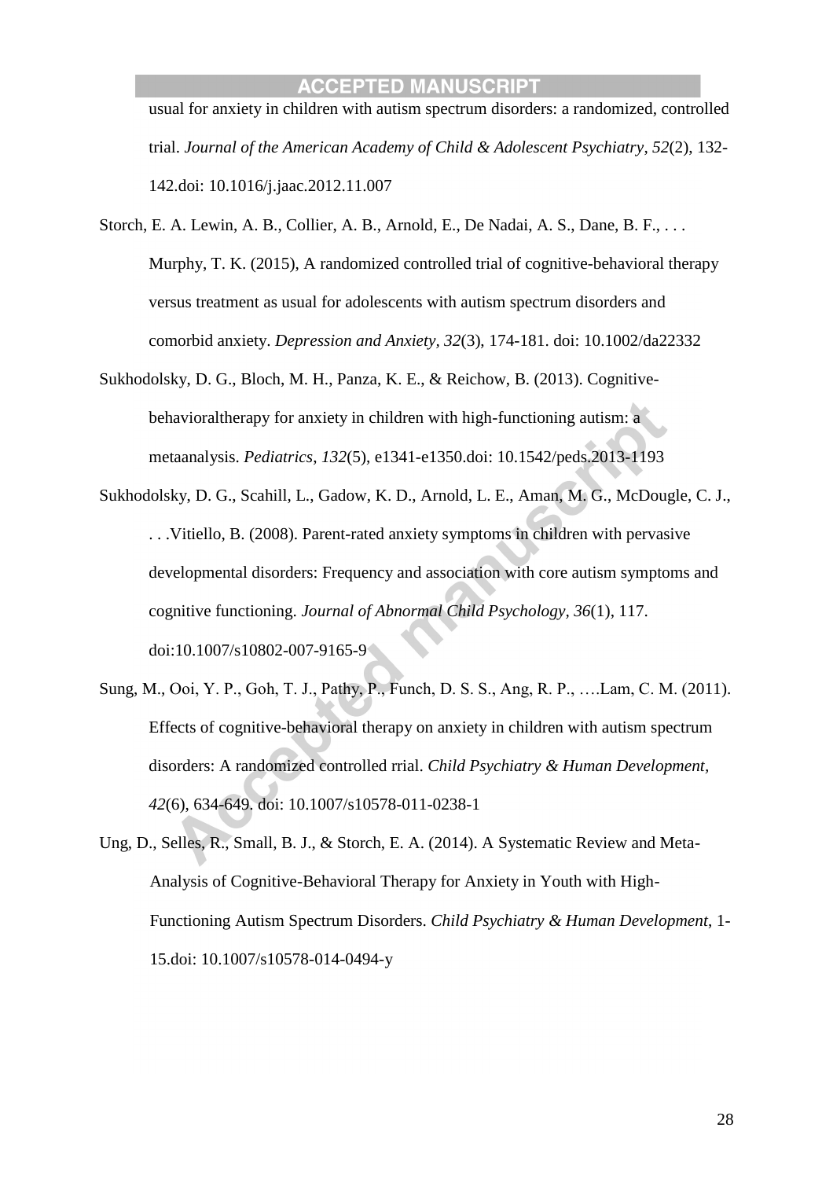usual for anxiety in children with autism spectrum disorders: a randomized, controlled trial. *Journal of the American Academy of Child & Adolescent Psychiatry*, *52*(2), 132-142.doi: 10.1016/j.jaac.2012.11.007

Storch, E. A. Lewin, A. B., Collier, A. B., Arnold, E., De Nadai, A. S., Dane, B. F., . . . Murphy, T. K. (2015), A randomized controlled trial of cognitive-behavioral therapy versus treatment as usual for adolescents with autism spectrum disorders and comorbid anxiety. *Depression and Anxiety, 32*(3), 174-181. doi: 10.1002/da22332

Sukhodolsky, D. G., Bloch, M. H., Panza, K. E., & Reichow, B. (2013). Cognitive-behavioraltherapy for anxiety in children with high-functioning autism: a metaanalysis. *Pediatrics*, *132*(5), e1341-e1350.doi: 10.1542/peds.2013-1193

Sukhodolsky, D. G., Scahill, L., Gadow, K. D., Arnold, L. E., Aman, M. G., McDougle, C. J., . . .Vitiello, B. (2008). Parent-rated anxiety symptoms in children with pervasive developmental disorders: Frequency and association with core autism symptoms and cognitive functioning. *Journal of Abnormal Child Psychology, 36*(1), 117. doi:10.1007/s10802-007-9165-9

Sung, M., Ooi, Y. P., Goh, T. J., Pathy, P., Funch, D. S. S., Ang, R. P., ….Lam, C. M. (2011). Effects of cognitive-behavioral therapy on anxiety in children with autism spectrum disorders: A randomized controlled rrial. *Child Psychiatry & Human Development*, *42*(6), 634-649. doi: 10.1007/s10578-011-0238-1

Ung, D., Selles, R., Small, B. J., & Storch, E. A. (2014). A Systematic Review and Meta-Analysis of Cognitive-Behavioral Therapy for Anxiety in Youth with High-Functioning Autism Spectrum Disorders. *Child Psychiatry & Human Development*, 1-15.doi: 10.1007/s10578-014-0494-y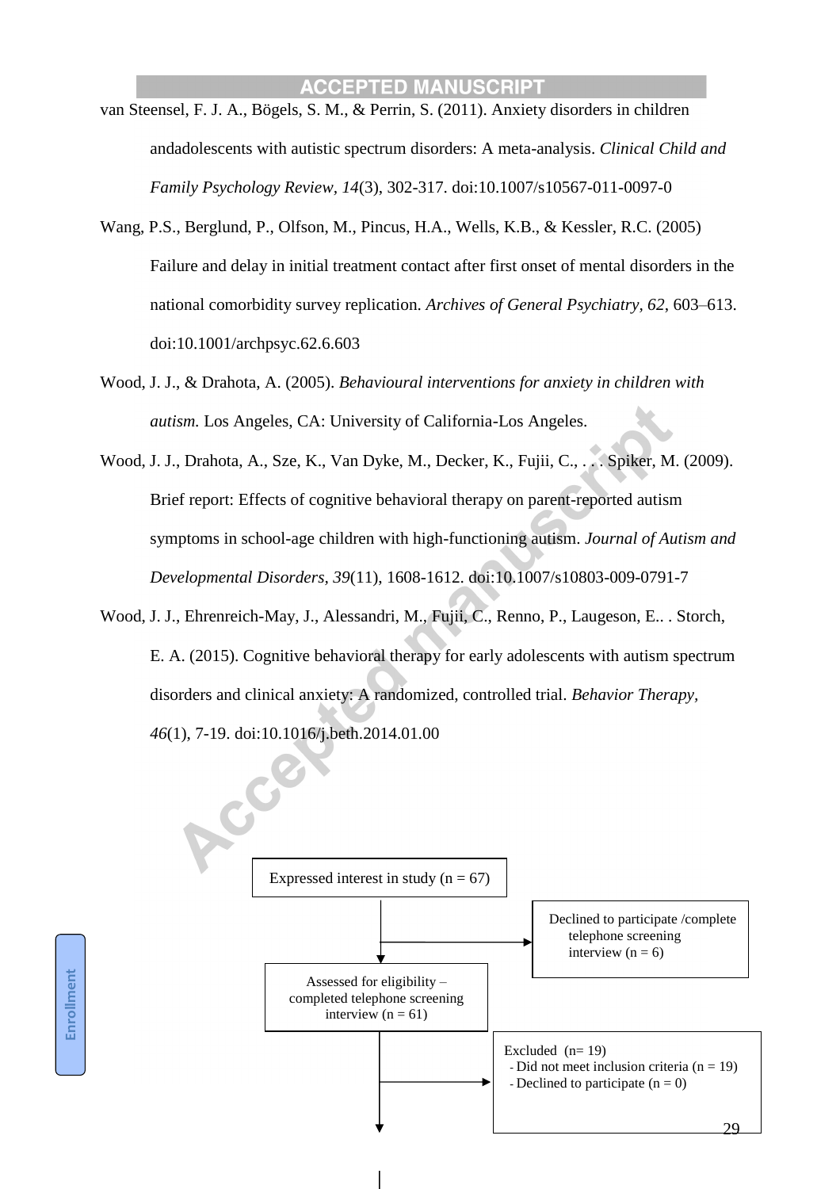van Steensel, F. J. A., Bögels, S. M., & Perrin, S. (2011). Anxiety disorders in children andadolescents with autistic spectrum disorders: A meta-analysis. *Clinical Child and Family Psychology Review*, *14*(3), 302-317. doi:10.1007/s10567-011-0097-0

Wang, P.S., Berglund, P., Olfson, M., Pincus, H.A., Wells, K.B., & Kessler, R.C. (2005) Failure and delay in initial treatment contact after first onset of mental disorders in the national comorbidity survey replication. *Archives of General Psychiatry, 62*, 603–613. doi:10.1001/archpsyc.62.6.603

Wood, J. J., & Drahota, A. (2005). *Behavioural interventions for anxiety in children with autism.* Los Angeles, CA: University of California-Los Angeles.

Wood, J. J., Drahota, A., Sze, K., Van Dyke, M., Decker, K., Fujii, C., . . . Spiker, M. (2009). Brief report: Effects of cognitive behavioral therapy on parent-reported autism symptoms in school-age children with high-functioning autism. *Journal of Autism and Developmental Disorders, 39*(11), 1608-1612. doi:10.1007/s10803-009-0791-7

Wood, J. J., Ehrenreich-May, J., Alessandri, M., Fujii, C., Renno, P., Laugeson, E.. . Storch, E. A. (2015). Cognitive behavioral therapy for early adolescents with autism spectrum disorders and clinical anxiety: A randomized, controlled trial. *Behavior Therapy*, *46*(1), 7-19. doi:10.1016/j.beth.2014.01.00

Enrollment

Expressed interest in study (n = 67)

Declined to participate /complete telephone screening interview (n = 6)

Assessed for eligibility – completed telephone screening interview (n = 61)

Excluded (n= 19)
- Did not meet inclusion criteria (n = 19)
- Declined to participate (n = 0)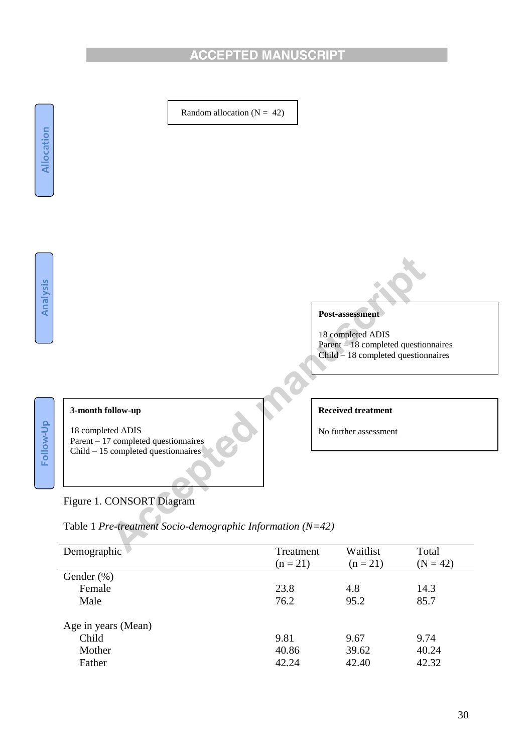Allocation

Random allocation (N = 42)

Analysis

**Post-assessment**

18 completed ADIS
Parent – 18 completed questionnaires
Child – 18 completed questionnaires

Follow-Up

**3-month follow-up**

18 completed ADIS
Parent – 17 completed questionnaires
Child – 15 completed questionnaires

**Received treatment**

No further assessment

Figure 1. CONSORT Diagram

Table 1 *Pre-treatment Socio-demographic Information (N=42)*

| Demographic | Treatment (n = 21) | Waitlist (n = 21) | Total (N = 42) |
|---|---|---|---|
| Gender (%) | | | |
| Female | 23.8 | 4.8 | 14.3 |
| Male | 76.2 | 95.2 | 85.7 |
| | | | |
| Age in years (Mean) | | | |
| Child | 9.81 | 9.67 | 9.74 |
| Mother | 40.86 | 39.62 | 40.24 |
| Father | 42.24 | 42.40 | 42.32 |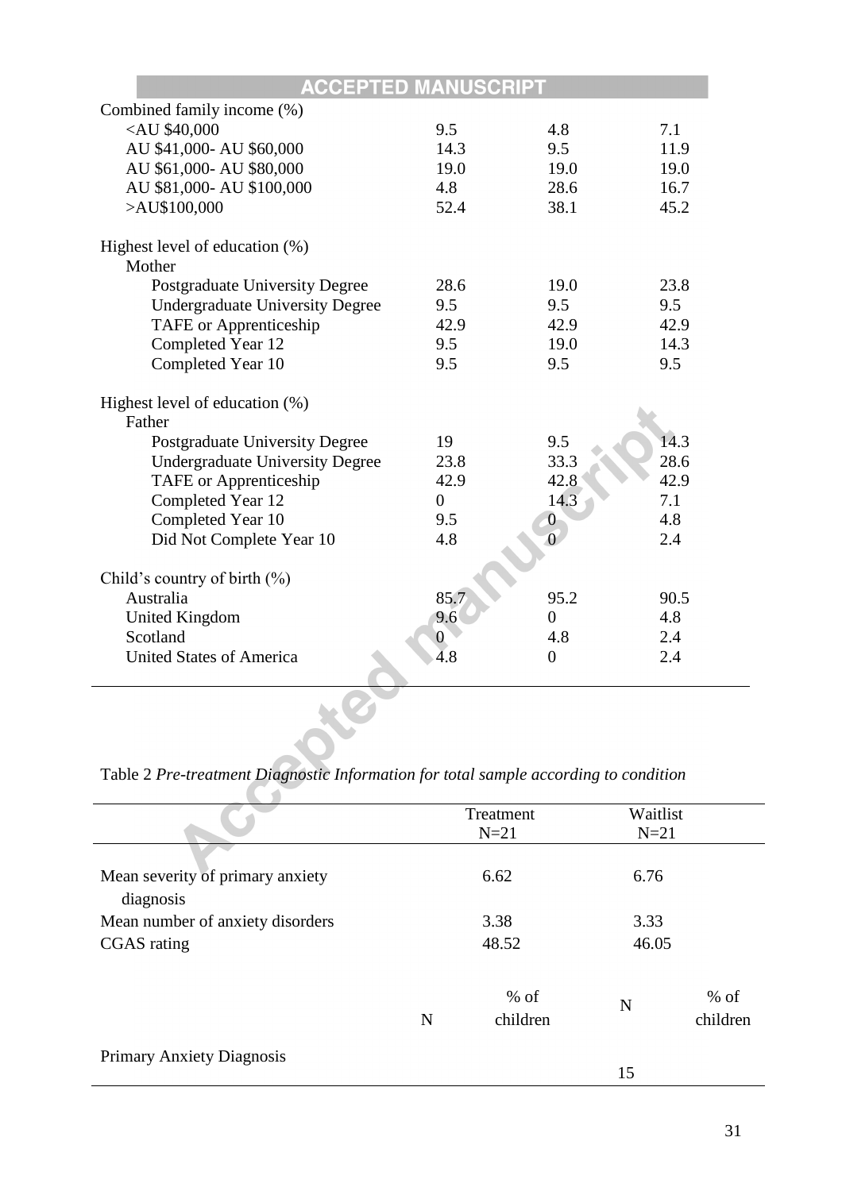| | | | |
|---|---|---|---|
| Combined family income (%) | | | |
| <AU $40,000 | 9.5 | 4.8 | 7.1 |
| AU $41,000- AU $60,000 | 14.3 | 9.5 | 11.9 |
| AU $61,000- AU $80,000 | 19.0 | 19.0 | 19.0 |
| AU $81,000- AU $100,000 | 4.8 | 28.6 | 16.7 |
| >AU$100,000 | 52.4 | 38.1 | 45.2 |
| Highest level of education (%) | | | |
| Mother | | | |
| Postgraduate University Degree | 28.6 | 19.0 | 23.8 |
| Undergraduate University Degree | 9.5 | 9.5 | 9.5 |
| TAFE or Apprenticeship | 42.9 | 42.9 | 42.9 |
| Completed Year 12 | 9.5 | 19.0 | 14.3 |
| Completed Year 10 | 9.5 | 9.5 | 9.5 |
| Highest level of education (%) | | | |
| Father | | | |
| Postgraduate University Degree | 19 | 9.5 | 14.3 |
| Undergraduate University Degree | 23.8 | 33.3 | 28.6 |
| TAFE or Apprenticeship | 42.9 | 42.8 | 42.9 |
| Completed Year 12 | 0 | 14.3 | 7.1 |
| Completed Year 10 | 9.5 | 0 | 4.8 |
| Did Not Complete Year 10 | 4.8 | 0 | 2.4 |
| Child's country of birth (%) | | | |
| Australia | 85.7 | 95.2 | 90.5 |
| United Kingdom | 9.6 | 0 | 4.8 |
| Scotland | 0 | 4.8 | 2.4 |
| United States of America | 4.8 | 0 | 2.4 |

Table 2 *Pre-treatment Diagnostic Information for total sample according to condition*

| | Treatment N=21 | | Waitlist N=21 | |
|---|---|---|---|---|
| Mean severity of primary anxiety diagnosis | | 6.62 | 6.76 | |
| Mean number of anxiety disorders | | 3.38 | 3.33 | |
| CGAS rating | | 48.52 | 46.05 | |
| | N | % of children | N | % of children |
| Primary Anxiety Diagnosis | | | 15 | |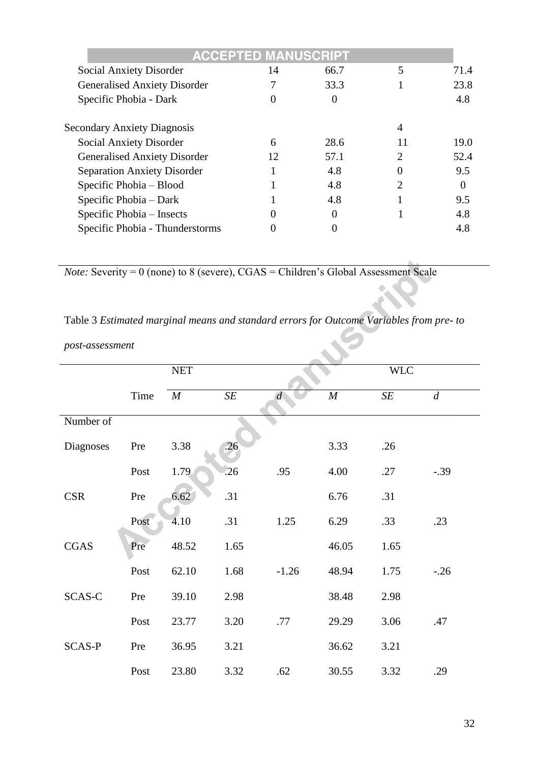| | | | | |
|---|---|---|---|---|
| Social Anxiety Disorder | 14 | 66.7 | 5 | 71.4 |
| Generalised Anxiety Disorder | 7 | 33.3 | 1 | 23.8 |
| Specific Phobia - Dark | 0 | 0 | | 4.8 |
| | | | | |
| Secondary Anxiety Diagnosis | | | 4 | |
| Social Anxiety Disorder | 6 | 28.6 | 11 | 19.0 |
| Generalised Anxiety Disorder | 12 | 57.1 | 2 | 52.4 |
| Separation Anxiety Disorder | 1 | 4.8 | 0 | 9.5 |
| Specific Phobia – Blood | 1 | 4.8 | 2 | 0 |
| Specific Phobia – Dark | 1 | 4.8 | 1 | 9.5 |
| Specific Phobia – Insects | 0 | 0 | 1 | 4.8 |
| Specific Phobia - Thunderstorms | 0 | 0 | | 4.8 |

*Note:* Severity = 0 (none) to 8 (severe), CGAS = Children's Global Assessment Scale

Table 3 *Estimated marginal means and standard errors for Outcome Variables from pre- to post-assessment*

| | | NET | | | WLC | | |
|---|---|---|---|---|---|---|---|
| | Time | *M* | *SE* | *d* | *M* | *SE* | *d* |
| Number of Diagnoses | Pre | 3.38 | .26 | | 3.33 | .26 | |
| | Post | 1.79 | .26 | .95 | 4.00 | .27 | -.39 |
| CSR | Pre | 6.62 | .31 | | 6.76 | .31 | |
| | Post | 4.10 | .31 | 1.25 | 6.29 | .33 | .23 |
| CGAS | Pre | 48.52 | 1.65 | | 46.05 | 1.65 | |
| | Post | 62.10 | 1.68 | -1.26 | 48.94 | 1.75 | -.26 |
| SCAS-C | Pre | 39.10 | 2.98 | | 38.48 | 2.98 | |
| | Post | 23.77 | 3.20 | .77 | 29.29 | 3.06 | .47 |
| SCAS-P | Pre | 36.95 | 3.21 | | 36.62 | 3.21 | |
| | Post | 23.80 | 3.32 | .62 | 30.55 | 3.32 | .29 |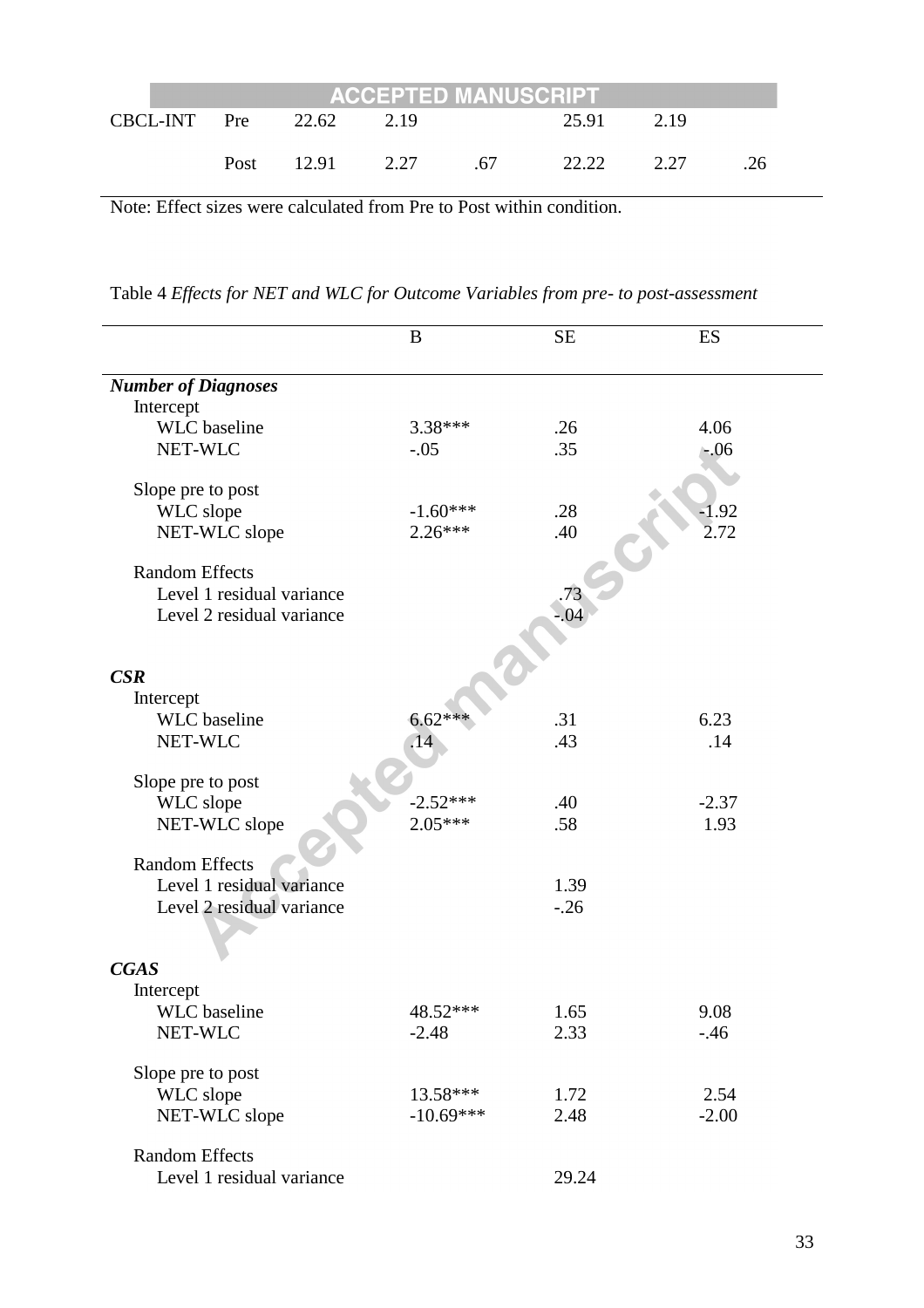| | | | | | | | |
|---|---|---|---|---|---|---|---|
| CBCL-INT | Pre | 22.62 | 2.19 | | 25.91 | 2.19 | |
| | Post | 12.91 | 2.27 | .67 | 22.22 | 2.27 | .26 |

Note: Effect sizes were calculated from Pre to Post within condition.

Table 4 *Effects for NET and WLC for Outcome Variables from pre- to post-assessment*

| | B | SE | ES |
|---|---|---|---|
| ***Number of Diagnoses*** | | | |
| Intercept | | | |
| WLC baseline | 3.38*** | .26 | 4.06 |
| NET-WLC | -.05 | .35 | -.06 |
| Slope pre to post | | | |
| WLC slope | -1.60*** | .28 | -1.92 |
| NET-WLC slope | 2.26*** | .40 | 2.72 |
| Random Effects | | | |
| Level 1 residual variance | | .73 | |
| Level 2 residual variance | | -.04 | |
| ***CSR*** | | | |
| Intercept | | | |
| WLC baseline | 6.62*** | .31 | 6.23 |
| NET-WLC | .14 | .43 | .14 |
| Slope pre to post | | | |
| WLC slope | -2.52*** | .40 | -2.37 |
| NET-WLC slope | 2.05*** | .58 | 1.93 |
| Random Effects | | | |
| Level 1 residual variance | | 1.39 | |
| Level 2 residual variance | | -.26 | |
| ***CGAS*** | | | |
| Intercept | | | |
| WLC baseline | 48.52*** | 1.65 | 9.08 |
| NET-WLC | -2.48 | 2.33 | -.46 |
| Slope pre to post | | | |
| WLC slope | 13.58*** | 1.72 | 2.54 |
| NET-WLC slope | -10.69*** | 2.48 | -2.00 |
| Random Effects | | | |
| Level 1 residual variance | | 29.24 | |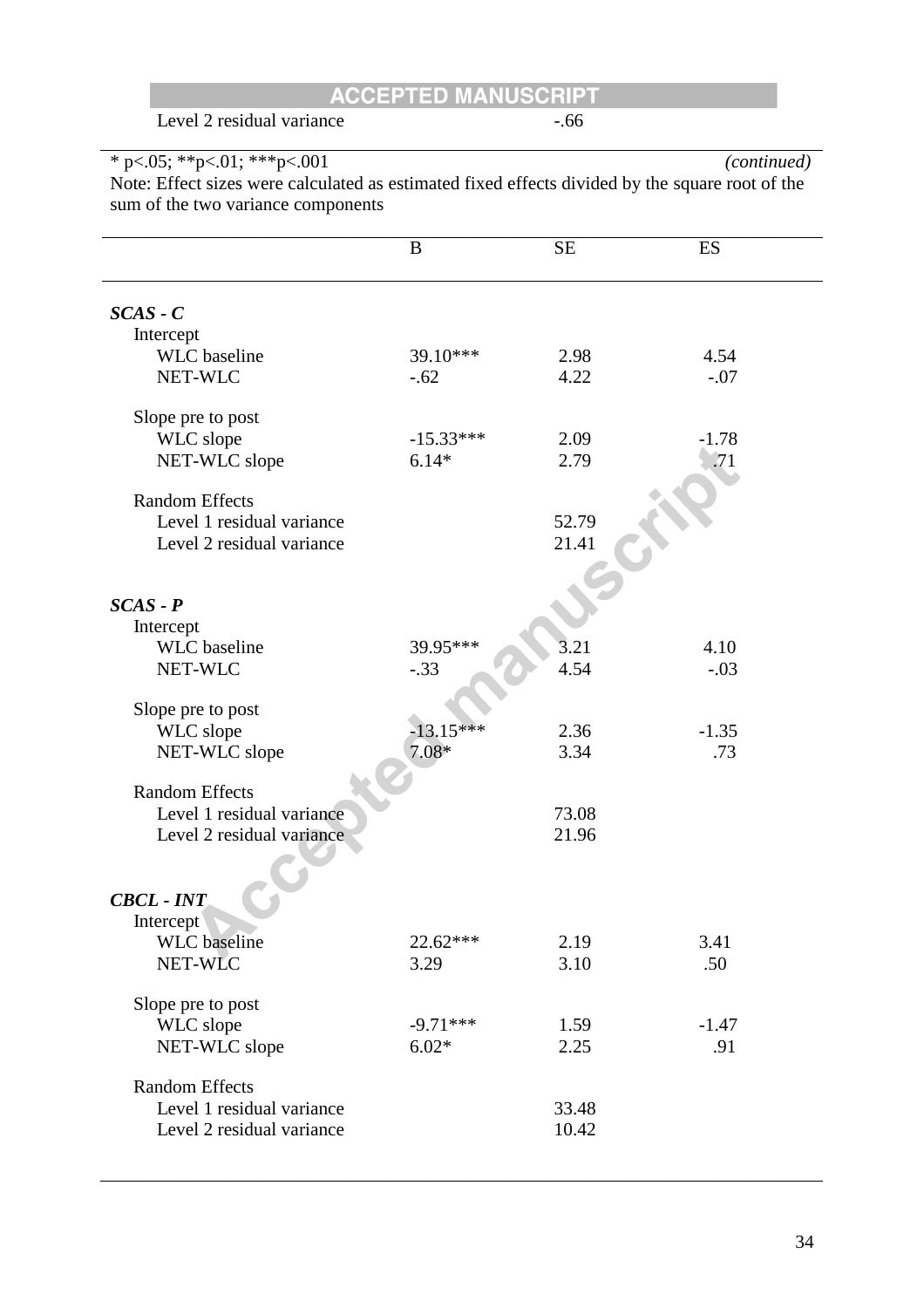| | | |
|---|---|---|
| Level 2 residual variance | | -.66 |

* p<.05; **p<.01; ***p<.001 *(continued)*

Note: Effect sizes were calculated as estimated fixed effects divided by the square root of the sum of the two variance components

| | B | SE | ES |
|---|---|---|---|
| ***SCAS - C*** | | | |
| Intercept | | | |
| WLC baseline | 39.10*** | 2.98 | 4.54 |
| NET-WLC | -.62 | 4.22 | -.07 |
| Slope pre to post | | | |
| WLC slope | -15.33*** | 2.09 | -1.78 |
| NET-WLC slope | 6.14* | 2.79 | .71 |
| Random Effects | | | |
| Level 1 residual variance | | 52.79 | |
| Level 2 residual variance | | 21.41 | |
| ***SCAS - P*** | | | |
| Intercept | | | |
| WLC baseline | 39.95*** | 3.21 | 4.10 |
| NET-WLC | -.33 | 4.54 | -.03 |
| Slope pre to post | | | |
| WLC slope | -13.15*** | 2.36 | -1.35 |
| NET-WLC slope | 7.08* | 3.34 | .73 |
| Random Effects | | | |
| Level 1 residual variance | | 73.08 | |
| Level 2 residual variance | | 21.96 | |
| ***CBCL - INT*** | | | |
| Intercept | | | |
| WLC baseline | 22.62*** | 2.19 | 3.41 |
| NET-WLC | 3.29 | 3.10 | .50 |
| Slope pre to post | | | |
| WLC slope | -9.71*** | 1.59 | -1.47 |
| NET-WLC slope | 6.02* | 2.25 | .91 |
| Random Effects | | | |
| Level 1 residual variance | | 33.48 | |
| Level 2 residual variance | | 10.42 | |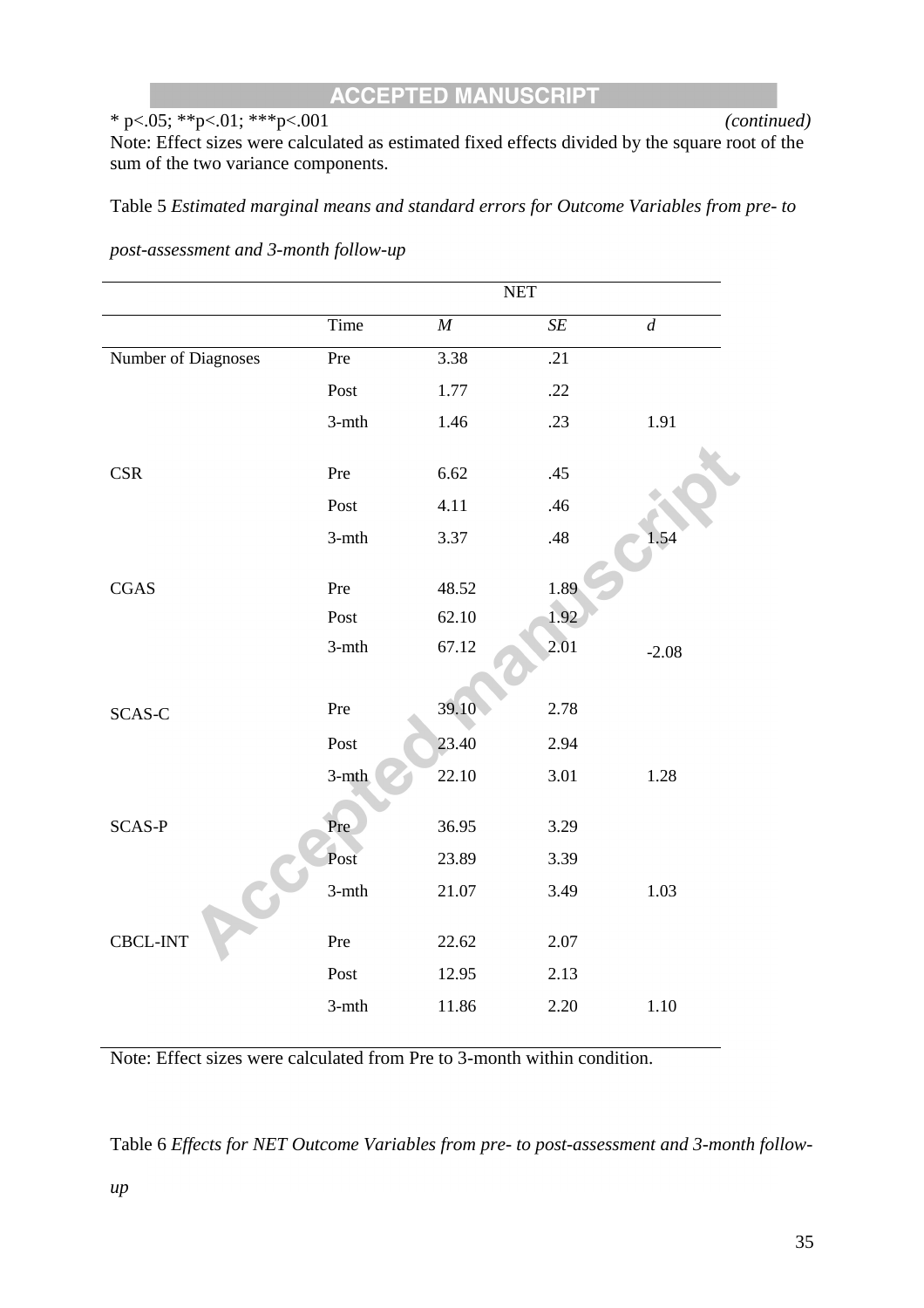* p<.05; **p<.01; ***p<.001 *(continued)*

Note: Effect sizes were calculated as estimated fixed effects divided by the square root of the sum of the two variance components.

Table 5 *Estimated marginal means and standard errors for Outcome Variables from pre- to post-assessment and 3-month follow-up*

| | | NET | | |
|---|---|---|---|---|
| | Time | *M* | *SE* | *d* |
| Number of Diagnoses | Pre | 3.38 | .21 | |
| | Post | 1.77 | .22 | |
| | 3-mth | 1.46 | .23 | 1.91 |
| CSR | Pre | 6.62 | .45 | |
| | Post | 4.11 | .46 | |
| | 3-mth | 3.37 | .48 | 1.54 |
| CGAS | Pre | 48.52 | 1.89 | |
| | Post | 62.10 | 1.92 | |
| | 3-mth | 67.12 | 2.01 | -2.08 |
| SCAS-C | Pre | 39.10 | 2.78 | |
| | Post | 23.40 | 2.94 | |
| | 3-mth | 22.10 | 3.01 | 1.28 |
| SCAS-P | Pre | 36.95 | 3.29 | |
| | Post | 23.89 | 3.39 | |
| | 3-mth | 21.07 | 3.49 | 1.03 |
| CBCL-INT | Pre | 22.62 | 2.07 | |
| | Post | 12.95 | 2.13 | |
| | 3-mth | 11.86 | 2.20 | 1.10 |

Note: Effect sizes were calculated from Pre to 3-month within condition.

Table 6 *Effects for NET Outcome Variables from pre- to post-assessment and 3-month follow-up*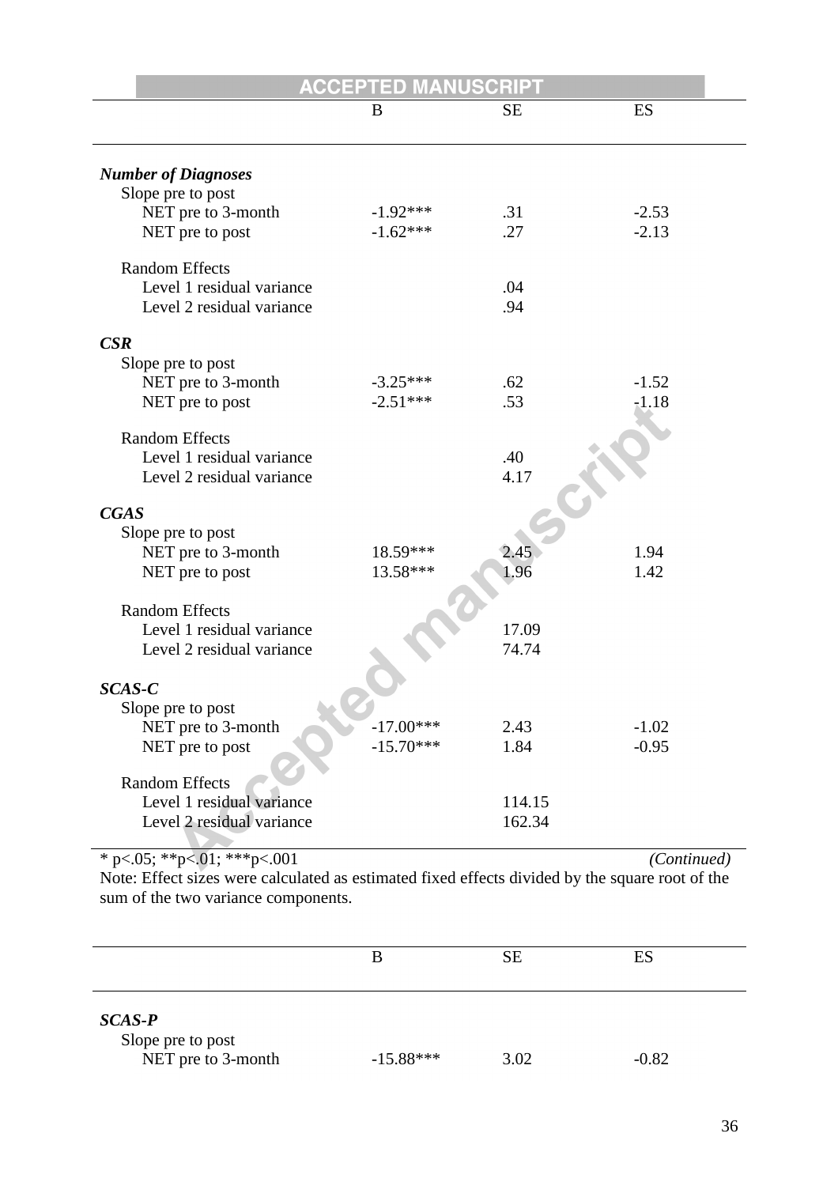| | B | SE | ES |
|---|---|---|---|
| ***Number of Diagnoses*** | | | |
| Slope pre to post | | | |
| NET pre to 3-month | -1.92*** | .31 | -2.53 |
| NET pre to post | -1.62*** | .27 | -2.13 |
| Random Effects | | | |
| Level 1 residual variance | | .04 | |
| Level 2 residual variance | | .94 | |
| ***CSR*** | | | |
| Slope pre to post | | | |
| NET pre to 3-month | -3.25*** | .62 | -1.52 |
| NET pre to post | -2.51*** | .53 | -1.18 |
| Random Effects | | | |
| Level 1 residual variance | | .40 | |
| Level 2 residual variance | | 4.17 | |
| ***CGAS*** | | | |
| Slope pre to post | | | |
| NET pre to 3-month | 18.59*** | 2.45 | 1.94 |
| NET pre to post | 13.58*** | 1.96 | 1.42 |
| Random Effects | | | |
| Level 1 residual variance | | 17.09 | |
| Level 2 residual variance | | 74.74 | |
| ***SCAS-C*** | | | |
| Slope pre to post | | | |
| NET pre to 3-month | -17.00*** | 2.43 | -1.02 |
| NET pre to post | -15.70*** | 1.84 | -0.95 |
| Random Effects | | | |
| Level 1 residual variance | | 114.15 | |
| Level 2 residual variance | | 162.34 | |

* p<.05; **p<.01; ***p<.001 *(Continued)*

Note: Effect sizes were calculated as estimated fixed effects divided by the square root of the sum of the two variance components.

| | B | SE | ES |
|---|---|---|---|
| ***SCAS-P*** | | | |
| Slope pre to post | | | |
| NET pre to 3-month | -15.88*** | 3.02 | -0.82 |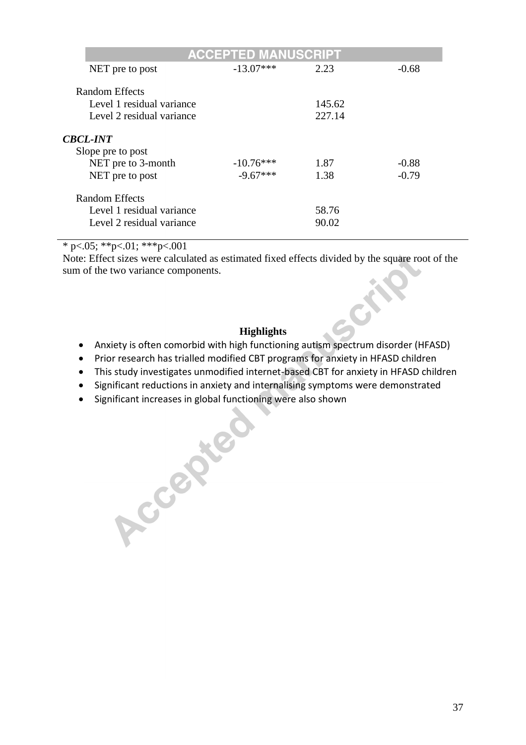| | | | |
|---|---|---|---|
| NET pre to post | -13.07*** | 2.23 | -0.68 |
| Random Effects | | | |
| Level 1 residual variance | | 145.62 | |
| Level 2 residual variance | | 227.14 | |
| ***CBCL-INT*** | | | |
| Slope pre to post | | | |
| NET pre to 3-month | -10.76*** | 1.87 | -0.88 |
| NET pre to post | -9.67*** | 1.38 | -0.79 |
| Random Effects | | | |
| Level 1 residual variance | | 58.76 | |
| Level 2 residual variance | | 90.02 | |

* p<.05; **p<.01; ***p<.001

Note: Effect sizes were calculated as estimated fixed effects divided by the square root of the sum of the two variance components.

## Highlights

- Anxiety is often comorbid with high functioning autism spectrum disorder (HFASD)
- Prior research has trialled modified CBT programs for anxiety in HFASD children
- This study investigates unmodified internet-based CBT for anxiety in HFASD children
- Significant reductions in anxiety and internalising symptoms were demonstrated
- Significant increases in global functioning were also shown